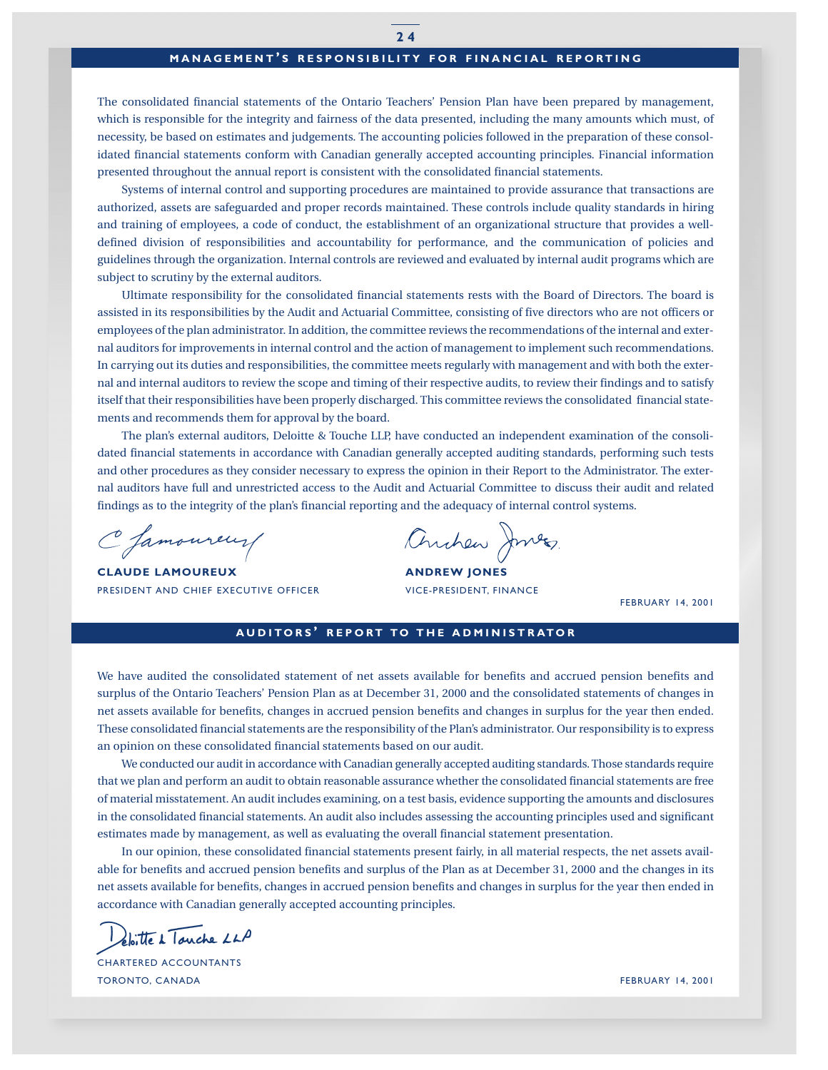## MANAGEMENT'S RESPONSIBILITY FOR FINANCIAL REPORTING

The consolidated financial statements of the Ontario Teachers' Pension Plan have been prepared by management, which is responsible for the integrity and fairness of the data presented, including the many amounts which must, of necessity, be based on estimates and judgements. The accounting policies followed in the preparation of these consolidated financial statements conform with Canadian generally accepted accounting principles. Financial information presented throughout the annual report is consistent with the consolidated financial statements.

Systems of internal control and supporting procedures are maintained to provide assurance that transactions are authorized, assets are safeguarded and proper records maintained. These controls include quality standards in hiring and training of employees, a code of conduct, the establishment of an organizational structure that provides a well-defined division of responsibilities and accountability for performance, and the communication of policies and guidelines through the organization. Internal controls are reviewed and evaluated by internal audit programs which are subject to scrutiny by the external auditors.

Ultimate responsibility for the consolidated financial statements rests with the Board of Directors. The board is assisted in its responsibilities by the Audit and Actuarial Committee, consisting of five directors who are not officers or employees of the plan administrator. In addition, the committee reviews the recommendations of the internal and external auditors for improvements in internal control and the action of management to implement such recommendations. In carrying out its duties and responsibilities, the committee meets regularly with management and with both the external and internal auditors to review the scope and timing of their respective audits, to review their findings and to satisfy itself that their responsibilities have been properly discharged. This committee reviews the consolidated financial statements and recommends them for approval by the board.

The plan's external auditors, Deloitte & Touche LLP, have conducted an independent examination of the consolidated financial statements in accordance with Canadian generally accepted auditing standards, performing such tests and other procedures as they consider necessary to express the opinion in their Report to the Administrator. The external auditors have full and unrestricted access to the Audit and Actuarial Committee to discuss their audit and related findings as to the integrity of the plan's financial reporting and the adequacy of internal control systems.

**CLAUDE LAMOUREUX**
PRESIDENT AND CHIEF EXECUTIVE OFFICER

**ANDREW JONES**
VICE-PRESIDENT, FINANCE

FEBRUARY 14, 2001

## AUDITORS' REPORT TO THE ADMINISTRATOR

We have audited the consolidated statement of net assets available for benefits and accrued pension benefits and surplus of the Ontario Teachers' Pension Plan as at December 31, 2000 and the consolidated statements of changes in net assets available for benefits, changes in accrued pension benefits and changes in surplus for the year then ended. These consolidated financial statements are the responsibility of the Plan's administrator. Our responsibility is to express an opinion on these consolidated financial statements based on our audit.

We conducted our audit in accordance with Canadian generally accepted auditing standards. Those standards require that we plan and perform an audit to obtain reasonable assurance whether the consolidated financial statements are free of material misstatement. An audit includes examining, on a test basis, evidence supporting the amounts and disclosures in the consolidated financial statements. An audit also includes assessing the accounting principles used and significant estimates made by management, as well as evaluating the overall financial statement presentation.

In our opinion, these consolidated financial statements present fairly, in all material respects, the net assets available for benefits and accrued pension benefits and surplus of the Plan as at December 31, 2000 and the changes in its net assets available for benefits, changes in accrued pension benefits and changes in surplus for the year then ended in accordance with Canadian generally accepted accounting principles.

Deloitte & Touche LLP
CHARTERED ACCOUNTANTS
TORONTO, CANADA

FEBRUARY 14, 2001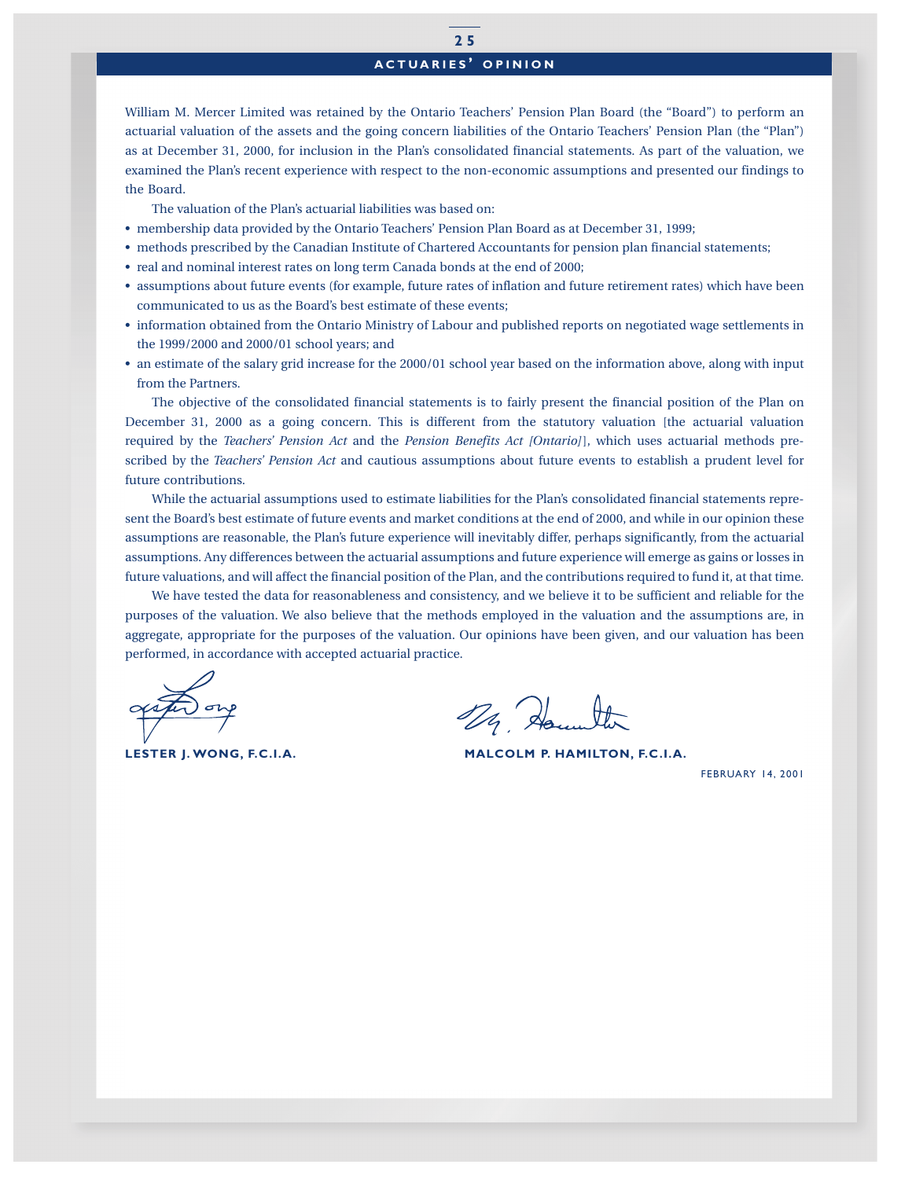# ACTUARIES' OPINION

William M. Mercer Limited was retained by the Ontario Teachers' Pension Plan Board (the "Board") to perform an actuarial valuation of the assets and the going concern liabilities of the Ontario Teachers' Pension Plan (the "Plan") as at December 31, 2000, for inclusion in the Plan's consolidated financial statements. As part of the valuation, we examined the Plan's recent experience with respect to the non-economic assumptions and presented our findings to the Board.

The valuation of the Plan's actuarial liabilities was based on:

- membership data provided by the Ontario Teachers' Pension Plan Board as at December 31, 1999;
- methods prescribed by the Canadian Institute of Chartered Accountants for pension plan financial statements;
- real and nominal interest rates on long term Canada bonds at the end of 2000;
- assumptions about future events (for example, future rates of inflation and future retirement rates) which have been communicated to us as the Board's best estimate of these events;
- information obtained from the Ontario Ministry of Labour and published reports on negotiated wage settlements in the 1999/2000 and 2000/01 school years; and
- an estimate of the salary grid increase for the 2000/01 school year based on the information above, along with input from the Partners.

The objective of the consolidated financial statements is to fairly present the financial position of the Plan on December 31, 2000 as a going concern. This is different from the statutory valuation [the actuarial valuation required by the *Teachers' Pension Act* and the *Pension Benefits Act [Ontario]*], which uses actuarial methods prescribed by the *Teachers' Pension Act* and cautious assumptions about future events to establish a prudent level for future contributions.

While the actuarial assumptions used to estimate liabilities for the Plan's consolidated financial statements represent the Board's best estimate of future events and market conditions at the end of 2000, and while in our opinion these assumptions are reasonable, the Plan's future experience will inevitably differ, perhaps significantly, from the actuarial assumptions. Any differences between the actuarial assumptions and future experience will emerge as gains or losses in future valuations, and will affect the financial position of the Plan, and the contributions required to fund it, at that time.

We have tested the data for reasonableness and consistency, and we believe it to be sufficient and reliable for the purposes of the valuation. We also believe that the methods employed in the valuation and the assumptions are, in aggregate, appropriate for the purposes of the valuation. Our opinions have been given, and our valuation has been performed, in accordance with accepted actuarial practice.

**LESTER J. WONG, F.C.I.A.**

**MALCOLM P. HAMILTON, F.C.I.A.**

FEBRUARY 14, 2001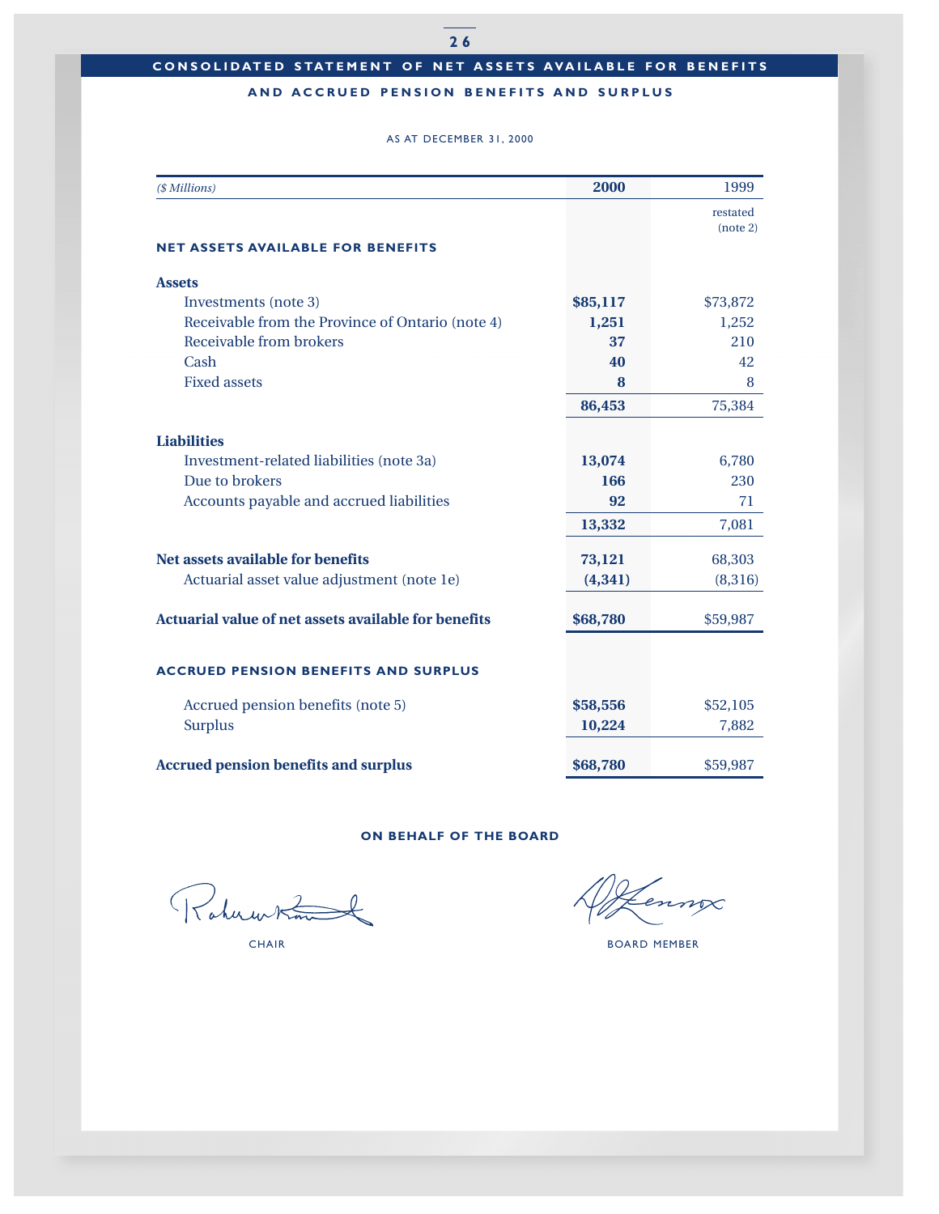## CONSOLIDATED STATEMENT OF NET ASSETS AVAILABLE FOR BENEFITS AND ACCRUED PENSION BENEFITS AND SURPLUS

AS AT DECEMBER 31, 2000

| *($ Millions)* | **2000** | 1999 restated (note 2) |
|---|---|---|
| **NET ASSETS AVAILABLE FOR BENEFITS** | | |
| **Assets** | | |
| Investments (note 3) | **$85,117** | $73,872 |
| Receivable from the Province of Ontario (note 4) | **1,251** | 1,252 |
| Receivable from brokers | **37** | 210 |
| Cash | **40** | 42 |
| Fixed assets | **8** | 8 |
| | **86,453** | 75,384 |
| **Liabilities** | | |
| Investment-related liabilities (note 3a) | **13,074** | 6,780 |
| Due to brokers | **166** | 230 |
| Accounts payable and accrued liabilities | **92** | 71 |
| | **13,332** | 7,081 |
| **Net assets available for benefits** | **73,121** | 68,303 |
| Actuarial asset value adjustment (note 1e) | **(4,341)** | (8,316) |
| **Actuarial value of net assets available for benefits** | **$68,780** | $59,987 |
| **ACCRUED PENSION BENEFITS AND SURPLUS** | | |
| Accrued pension benefits (note 5) | **$58,556** | $52,105 |
| Surplus | **10,224** | 7,882 |
| **Accrued pension benefits and surplus** | **$68,780** | $59,987 |

**ON BEHALF OF THE BOARD**

CHAIR

BOARD MEMBER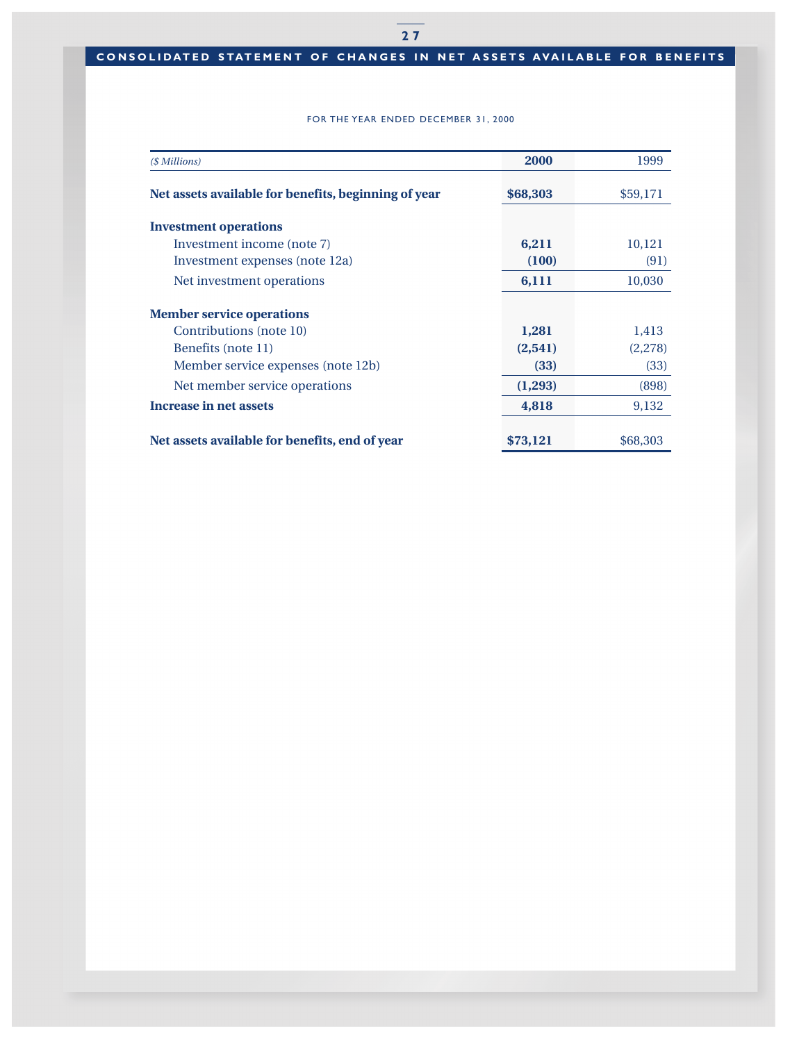## CONSOLIDATED STATEMENT OF CHANGES IN NET ASSETS AVAILABLE FOR BENEFITS

FOR THE YEAR ENDED DECEMBER 31, 2000

| *($ Millions)* | **2000** | 1999 |
|---|---|---|
| **Net assets available for benefits, beginning of year** | **$68,303** | $59,171 |
| **Investment operations** | | |
| Investment income (note 7) | **6,211** | 10,121 |
| Investment expenses (note 12a) | **(100)** | (91) |
| Net investment operations | **6,111** | 10,030 |
| **Member service operations** | | |
| Contributions (note 10) | **1,281** | 1,413 |
| Benefits (note 11) | **(2,541)** | (2,278) |
| Member service expenses (note 12b) | **(33)** | (33) |
| Net member service operations | **(1,293)** | (898) |
| **Increase in net assets** | **4,818** | 9,132 |
| **Net assets available for benefits, end of year** | **$73,121** | $68,303 |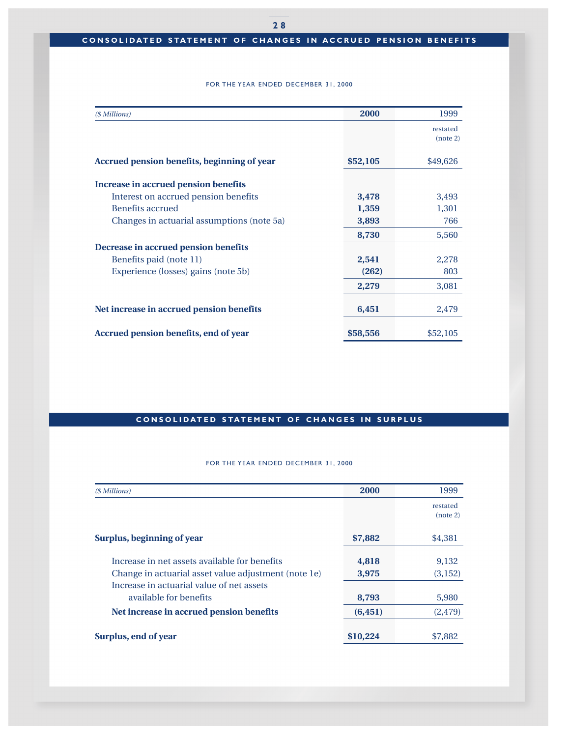## CONSOLIDATED STATEMENT OF CHANGES IN ACCRUED PENSION BENEFITS

FOR THE YEAR ENDED DECEMBER 31, 2000

| *($ Millions)* | **2000** | 1999 restated (note 2) |
|---|---|---|
| **Accrued pension benefits, beginning of year** | **$52,105** | $49,626 |
| **Increase in accrued pension benefits** | | |
| Interest on accrued pension benefits | **3,478** | 3,493 |
| Benefits accrued | **1,359** | 1,301 |
| Changes in actuarial assumptions (note 5a) | **3,893** | 766 |
| | **8,730** | 5,560 |
| **Decrease in accrued pension benefits** | | |
| Benefits paid (note 11) | **2,541** | 2,278 |
| Experience (losses) gains (note 5b) | **(262)** | 803 |
| | **2,279** | 3,081 |
| **Net increase in accrued pension benefits** | **6,451** | 2,479 |
| **Accrued pension benefits, end of year** | **$58,556** | $52,105 |

## CONSOLIDATED STATEMENT OF CHANGES IN SURPLUS

FOR THE YEAR ENDED DECEMBER 31, 2000

| *($ Millions)* | **2000** | 1999 restated (note 2) |
|---|---|---|
| **Surplus, beginning of year** | **$7,882** | $4,381 |
| Increase in net assets available for benefits | **4,818** | 9,132 |
| Change in actuarial asset value adjustment (note 1e) | **3,975** | (3,152) |
| Increase in actuarial value of net assets available for benefits | **8,793** | 5,980 |
| **Net increase in accrued pension benefits** | **(6,451)** | (2,479) |
| **Surplus, end of year** | **$10,224** | $7,882 |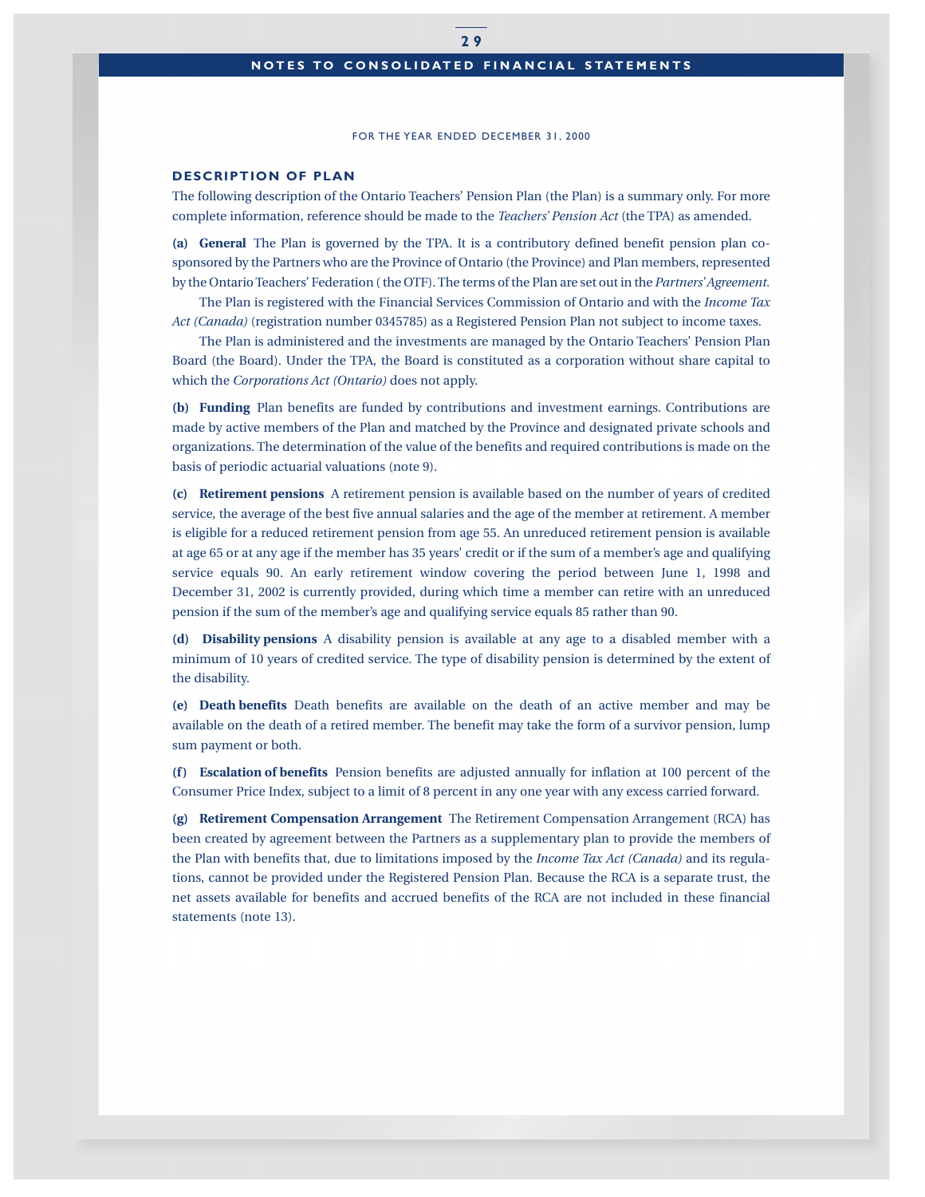# NOTES TO CONSOLIDATED FINANCIAL STATEMENTS

FOR THE YEAR ENDED DECEMBER 31, 2000

## DESCRIPTION OF PLAN

The following description of the Ontario Teachers' Pension Plan (the Plan) is a summary only. For more complete information, reference should be made to the *Teachers' Pension Act* (the TPA) as amended.

**(a) General** The Plan is governed by the TPA. It is a contributory defined benefit pension plan co-sponsored by the Partners who are the Province of Ontario (the Province) and Plan members, represented by the Ontario Teachers' Federation ( the OTF). The terms of the Plan are set out in the *Partners' Agreement*.

The Plan is registered with the Financial Services Commission of Ontario and with the *Income Tax Act (Canada)* (registration number 0345785) as a Registered Pension Plan not subject to income taxes.

The Plan is administered and the investments are managed by the Ontario Teachers' Pension Plan Board (the Board). Under the TPA, the Board is constituted as a corporation without share capital to which the *Corporations Act (Ontario)* does not apply.

**(b) Funding** Plan benefits are funded by contributions and investment earnings. Contributions are made by active members of the Plan and matched by the Province and designated private schools and organizations. The determination of the value of the benefits and required contributions is made on the basis of periodic actuarial valuations (note 9).

**(c) Retirement pensions** A retirement pension is available based on the number of years of credited service, the average of the best five annual salaries and the age of the member at retirement. A member is eligible for a reduced retirement pension from age 55. An unreduced retirement pension is available at age 65 or at any age if the member has 35 years' credit or if the sum of a member's age and qualifying service equals 90. An early retirement window covering the period between June 1, 1998 and December 31, 2002 is currently provided, during which time a member can retire with an unreduced pension if the sum of the member's age and qualifying service equals 85 rather than 90.

**(d) Disability pensions** A disability pension is available at any age to a disabled member with a minimum of 10 years of credited service. The type of disability pension is determined by the extent of the disability.

**(e) Death benefits** Death benefits are available on the death of an active member and may be available on the death of a retired member. The benefit may take the form of a survivor pension, lump sum payment or both.

**(f) Escalation of benefits** Pension benefits are adjusted annually for inflation at 100 percent of the Consumer Price Index, subject to a limit of 8 percent in any one year with any excess carried forward.

**(g) Retirement Compensation Arrangement** The Retirement Compensation Arrangement (RCA) has been created by agreement between the Partners as a supplementary plan to provide the members of the Plan with benefits that, due to limitations imposed by the *Income Tax Act (Canada)* and its regulations, cannot be provided under the Registered Pension Plan. Because the RCA is a separate trust, the net assets available for benefits and accrued benefits of the RCA are not included in these financial statements (note 13).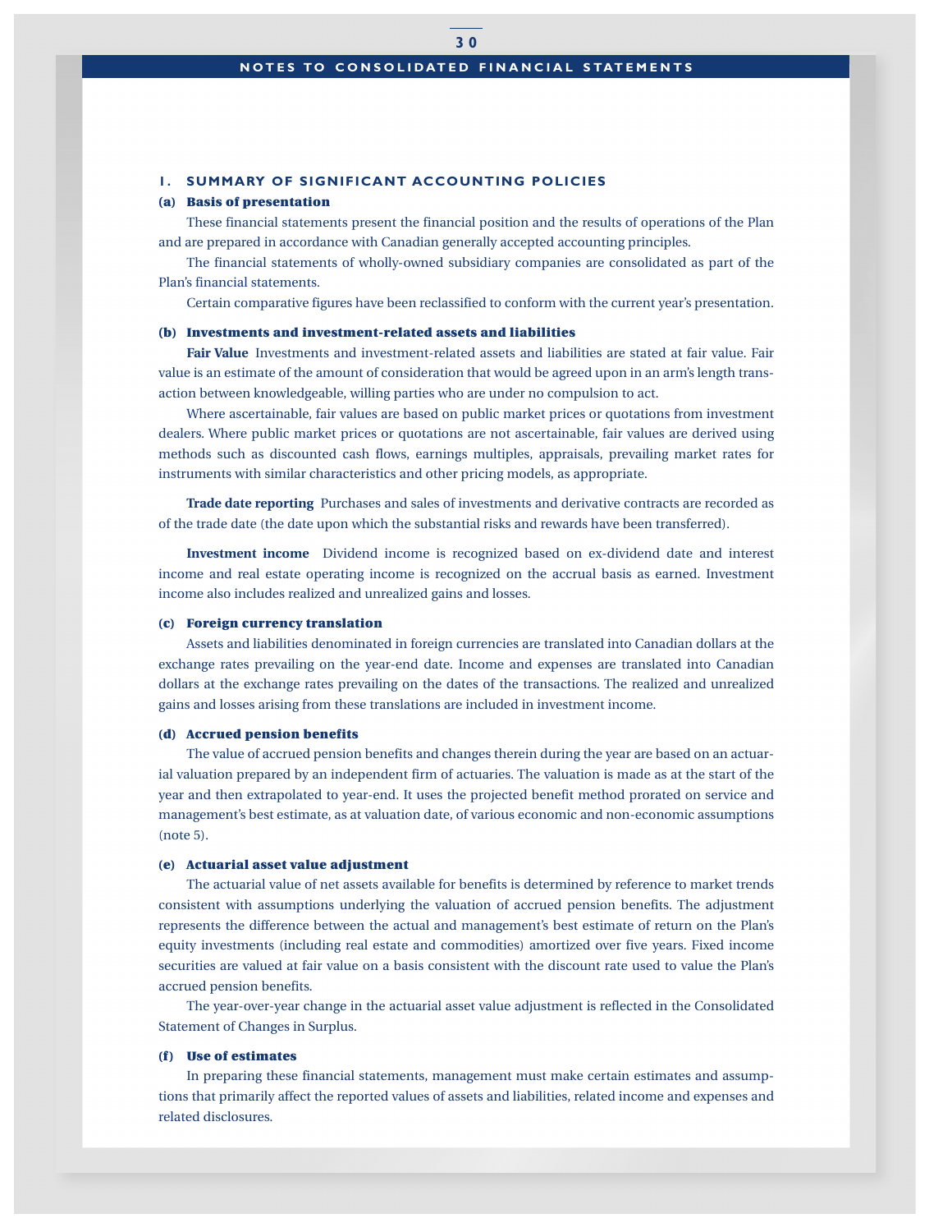## 1. SUMMARY OF SIGNIFICANT ACCOUNTING POLICIES

### (a) Basis of presentation

These financial statements present the financial position and the results of operations of the Plan and are prepared in accordance with Canadian generally accepted accounting principles.

The financial statements of wholly-owned subsidiary companies are consolidated as part of the Plan's financial statements.

Certain comparative figures have been reclassified to conform with the current year's presentation.

### (b) Investments and investment-related assets and liabilities

**Fair Value** Investments and investment-related assets and liabilities are stated at fair value. Fair value is an estimate of the amount of consideration that would be agreed upon in an arm's length transaction between knowledgeable, willing parties who are under no compulsion to act.

Where ascertainable, fair values are based on public market prices or quotations from investment dealers. Where public market prices or quotations are not ascertainable, fair values are derived using methods such as discounted cash flows, earnings multiples, appraisals, prevailing market rates for instruments with similar characteristics and other pricing models, as appropriate.

**Trade date reporting** Purchases and sales of investments and derivative contracts are recorded as of the trade date (the date upon which the substantial risks and rewards have been transferred).

**Investment income** Dividend income is recognized based on ex-dividend date and interest income and real estate operating income is recognized on the accrual basis as earned. Investment income also includes realized and unrealized gains and losses.

### (c) Foreign currency translation

Assets and liabilities denominated in foreign currencies are translated into Canadian dollars at the exchange rates prevailing on the year-end date. Income and expenses are translated into Canadian dollars at the exchange rates prevailing on the dates of the transactions. The realized and unrealized gains and losses arising from these translations are included in investment income.

### (d) Accrued pension benefits

The value of accrued pension benefits and changes therein during the year are based on an actuarial valuation prepared by an independent firm of actuaries. The valuation is made as at the start of the year and then extrapolated to year-end. It uses the projected benefit method prorated on service and management's best estimate, as at valuation date, of various economic and non-economic assumptions (note 5).

### (e) Actuarial asset value adjustment

The actuarial value of net assets available for benefits is determined by reference to market trends consistent with assumptions underlying the valuation of accrued pension benefits. The adjustment represents the difference between the actual and management's best estimate of return on the Plan's equity investments (including real estate and commodities) amortized over five years. Fixed income securities are valued at fair value on a basis consistent with the discount rate used to value the Plan's accrued pension benefits.

The year-over-year change in the actuarial asset value adjustment is reflected in the Consolidated Statement of Changes in Surplus.

### (f) Use of estimates

In preparing these financial statements, management must make certain estimates and assumptions that primarily affect the reported values of assets and liabilities, related income and expenses and related disclosures.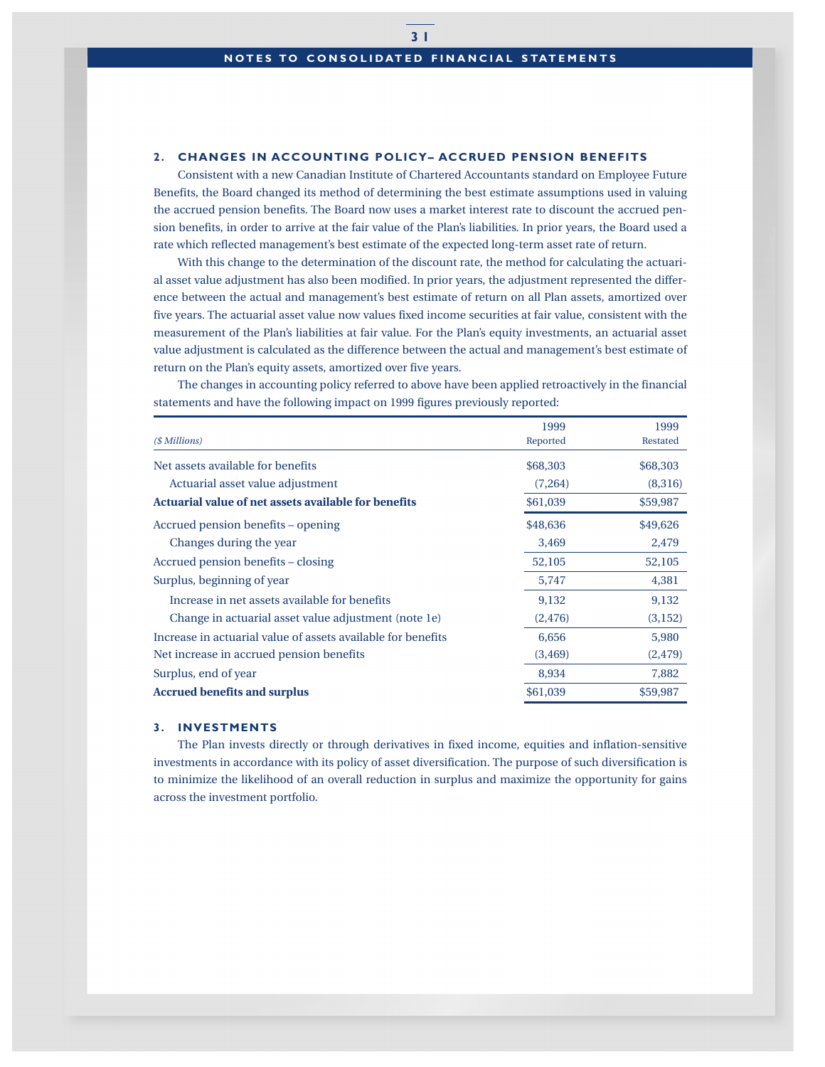## 2. CHANGES IN ACCOUNTING POLICY– ACCRUED PENSION BENEFITS

Consistent with a new Canadian Institute of Chartered Accountants standard on Employee Future Benefits, the Board changed its method of determining the best estimate assumptions used in valuing the accrued pension benefits. The Board now uses a market interest rate to discount the accrued pension benefits, in order to arrive at the fair value of the Plan's liabilities. In prior years, the Board used a rate which reflected management's best estimate of the expected long-term asset rate of return.

With this change to the determination of the discount rate, the method for calculating the actuarial asset value adjustment has also been modified. In prior years, the adjustment represented the difference between the actual and management's best estimate of return on all Plan assets, amortized over five years. The actuarial asset value now values fixed income securities at fair value, consistent with the measurement of the Plan's liabilities at fair value. For the Plan's equity investments, an actuarial asset value adjustment is calculated as the difference between the actual and management's best estimate of return on the Plan's equity assets, amortized over five years.

The changes in accounting policy referred to above have been applied retroactively in the financial statements and have the following impact on 1999 figures previously reported:

| *($ Millions)* | 1999 Reported | 1999 Restated |
|---|---|---|
| Net assets available for benefits | $68,303 | $68,303 |
| Actuarial asset value adjustment | (7,264) | (8,316) |
| **Actuarial value of net assets available for benefits** | $61,039 | $59,987 |
| Accrued pension benefits – opening | $48,636 | $49,626 |
| Changes during the year | 3,469 | 2,479 |
| Accrued pension benefits – closing | 52,105 | 52,105 |
| Surplus, beginning of year | 5,747 | 4,381 |
| Increase in net assets available for benefits | 9,132 | 9,132 |
| Change in actuarial asset value adjustment (note 1e) | (2,476) | (3,152) |
| Increase in actuarial value of assets available for benefits | 6,656 | 5,980 |
| Net increase in accrued pension benefits | (3,469) | (2,479) |
| Surplus, end of year | 8,934 | 7,882 |
| **Accrued benefits and surplus** | $61,039 | $59,987 |

## 3. INVESTMENTS

The Plan invests directly or through derivatives in fixed income, equities and inflation-sensitive investments in accordance with its policy of asset diversification. The purpose of such diversification is to minimize the likelihood of an overall reduction in surplus and maximize the opportunity for gains across the investment portfolio.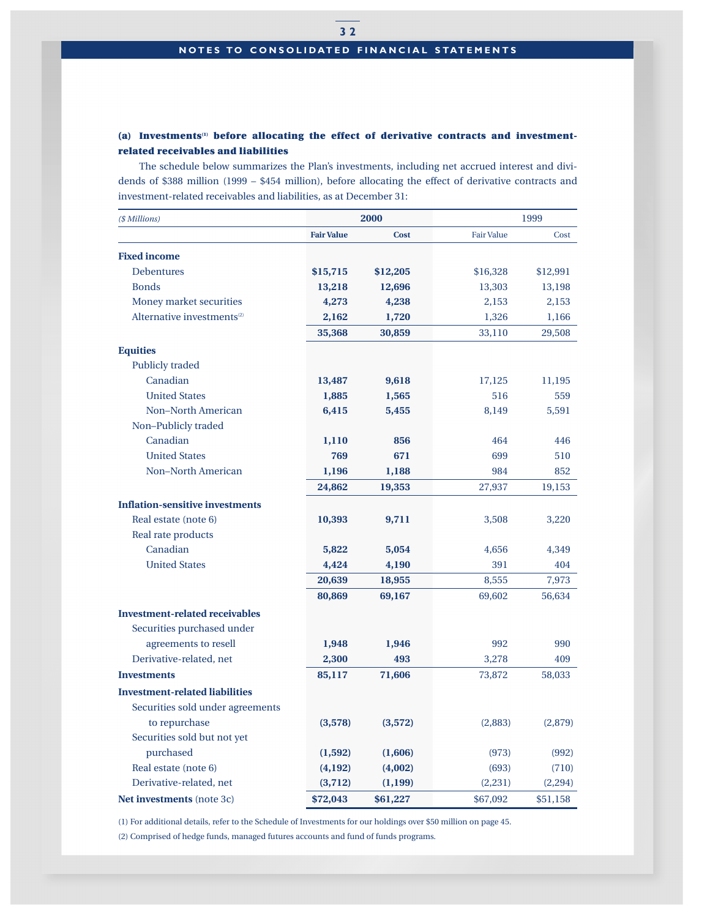## (a) Investments[1] before allocating the effect of derivative contracts and investment-related receivables and liabilities

The schedule below summarizes the Plan's investments, including net accrued interest and dividends of $388 million (1999 – $454 million), before allocating the effect of derivative contracts and investment-related receivables and liabilities, as at December 31:

| *($ Millions)* | **2000** | | 1999 | |
|---|---|---|---|---|
| | **Fair Value** | **Cost** | Fair Value | Cost |
| **Fixed income** | | | | |
| Debentures | **$15,715** | **$12,205** | $16,328 | $12,991 |
| Bonds | **13,218** | **12,696** | 13,303 | 13,198 |
| Money market securities | **4,273** | **4,238** | 2,153 | 2,153 |
| Alternative investments[2] | **2,162** | **1,720** | 1,326 | 1,166 |
| | **35,368** | **30,859** | 33,110 | 29,508 |
| **Equities** | | | | |
| Publicly traded | | | | |
| Canadian | **13,487** | **9,618** | 17,125 | 11,195 |
| United States | **1,885** | **1,565** | 516 | 559 |
| Non–North American | **6,415** | **5,455** | 8,149 | 5,591 |
| Non–Publicly traded | | | | |
| Canadian | **1,110** | **856** | 464 | 446 |
| United States | **769** | **671** | 699 | 510 |
| Non–North American | **1,196** | **1,188** | 984 | 852 |
| | **24,862** | **19,353** | 27,937 | 19,153 |
| **Inflation-sensitive investments** | | | | |
| Real estate (note 6) | **10,393** | **9,711** | 3,508 | 3,220 |
| Real rate products | | | | |
| Canadian | **5,822** | **5,054** | 4,656 | 4,349 |
| United States | **4,424** | **4,190** | 391 | 404 |
| | **20,639** | **18,955** | 8,555 | 7,973 |
| | **80,869** | **69,167** | 69,602 | 56,634 |
| **Investment-related receivables** | | | | |
| Securities purchased under agreements to resell | **1,948** | **1,946** | 992 | 990 |
| Derivative-related, net | **2,300** | **493** | 3,278 | 409 |
| **Investments** | **85,117** | **71,606** | 73,872 | 58,033 |
| **Investment-related liabilities** | | | | |
| Securities sold under agreements to repurchase | **(3,578)** | **(3,572)** | (2,883) | (2,879) |
| Securities sold but not yet purchased | **(1,592)** | **(1,606)** | (973) | (992) |
| Real estate (note 6) | **(4,192)** | **(4,002)** | (693) | (710) |
| Derivative-related, net | **(3,712)** | **(1,199)** | (2,231) | (2,294) |
| **Net investments** (note 3c) | **$72,043** | **$61,227** | $67,092 | $51,158 |

(1) For additional details, refer to the Schedule of Investments for our holdings over $50 million on page 45.

(2) Comprised of hedge funds, managed futures accounts and fund of funds programs.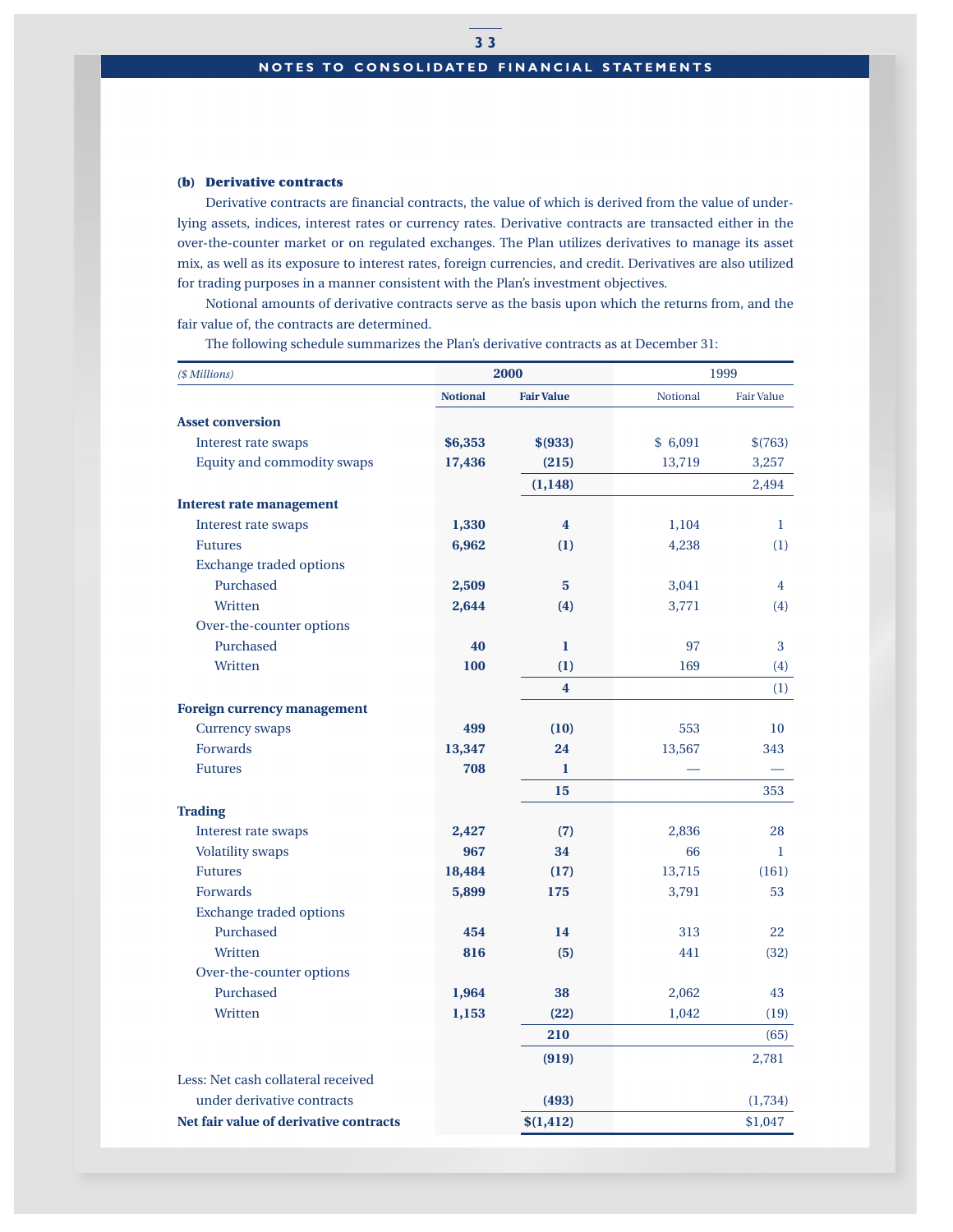**(b) Derivative contracts**

Derivative contracts are financial contracts, the value of which is derived from the value of underlying assets, indices, interest rates or currency rates. Derivative contracts are transacted either in the over-the-counter market or on regulated exchanges. The Plan utilizes derivatives to manage its asset mix, as well as its exposure to interest rates, foreign currencies, and credit. Derivatives are also utilized for trading purposes in a manner consistent with the Plan's investment objectives.

Notional amounts of derivative contracts serve as the basis upon which the returns from, and the fair value of, the contracts are determined.

The following schedule summarizes the Plan's derivative contracts as at December 31:

| *($ Millions)* | 2000 | | 1999 | |
|---|---|---|---|---|
| | **Notional** | **Fair Value** | Notional | Fair Value |
| **Asset conversion** | | | | |
| Interest rate swaps | **$6,353** | **$(933)** | $ 6,091 | $(763) |
| Equity and commodity swaps | **17,436** | **(215)** | 13,719 | 3,257 |
| | | **(1,148)** | | 2,494 |
| **Interest rate management** | | | | |
| Interest rate swaps | **1,330** | **4** | 1,104 | 1 |
| Futures | **6,962** | **(1)** | 4,238 | (1) |
| Exchange traded options | | | | |
| Purchased | **2,509** | **5** | 3,041 | 4 |
| Written | **2,644** | **(4)** | 3,771 | (4) |
| Over-the-counter options | | | | |
| Purchased | **40** | **1** | 97 | 3 |
| Written | **100** | **(1)** | 169 | (4) |
| | | **4** | | (1) |
| **Foreign currency management** | | | | |
| Currency swaps | **499** | **(10)** | 553 | 10 |
| Forwards | **13,347** | **24** | 13,567 | 343 |
| Futures | **708** | **1** | — | — |
| | | **15** | | 353 |
| **Trading** | | | | |
| Interest rate swaps | **2,427** | **(7)** | 2,836 | 28 |
| Volatility swaps | **967** | **34** | 66 | 1 |
| Futures | **18,484** | **(17)** | 13,715 | (161) |
| Forwards | **5,899** | **175** | 3,791 | 53 |
| Exchange traded options | | | | |
| Purchased | **454** | **14** | 313 | 22 |
| Written | **816** | **(5)** | 441 | (32) |
| Over-the-counter options | | | | |
| Purchased | **1,964** | **38** | 2,062 | 43 |
| Written | **1,153** | **(22)** | 1,042 | (19) |
| | | **210** | | (65) |
| | | **(919)** | | 2,781 |
| Less: Net cash collateral received under derivative contracts | | **(493)** | | (1,734) |
| **Net fair value of derivative contracts** | | **$(1,412)** | | $1,047 |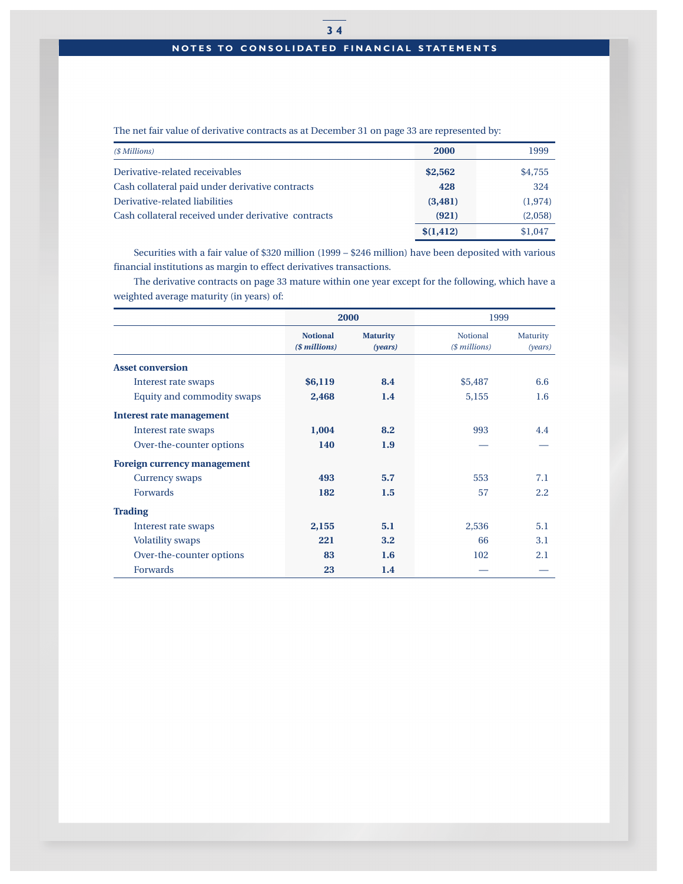The net fair value of derivative contracts as at December 31 on page 33 are represented by:

| *($ Millions)* | **2000** | 1999 |
|---|---|---|
| Derivative-related receivables | **$2,562** | $4,755 |
| Cash collateral paid under derivative contracts | **428** | 324 |
| Derivative-related liabilities | **(3,481)** | (1,974) |
| Cash collateral received under derivative contracts | **(921)** | (2,058) |
| | **$(1,412)** | $1,047 |

Securities with a fair value of $320 million (1999 – $246 million) have been deposited with various financial institutions as margin to effect derivatives transactions.

The derivative contracts on page 33 mature within one year except for the following, which have a weighted average maturity (in years) of:

| | **2000** | | 1999 | |
|---|---|---|---|---|
| | **Notional** *($ millions)* | **Maturity** *(years)* | Notional *($ millions)* | Maturity *(years)* |
| **Asset conversion** | | | | |
| Interest rate swaps | **$6,119** | **8.4** | $5,487 | 6.6 |
| Equity and commodity swaps | **2,468** | **1.4** | 5,155 | 1.6 |
| **Interest rate management** | | | | |
| Interest rate swaps | **1,004** | **8.2** | 993 | 4.4 |
| Over-the-counter options | **140** | **1.9** | — | — |
| **Foreign currency management** | | | | |
| Currency swaps | **493** | **5.7** | 553 | 7.1 |
| Forwards | **182** | **1.5** | 57 | 2.2 |
| **Trading** | | | | |
| Interest rate swaps | **2,155** | **5.1** | 2,536 | 5.1 |
| Volatility swaps | **221** | **3.2** | 66 | 3.1 |
| Over-the-counter options | **83** | **1.6** | 102 | 2.1 |
| Forwards | **23** | **1.4** | — | — |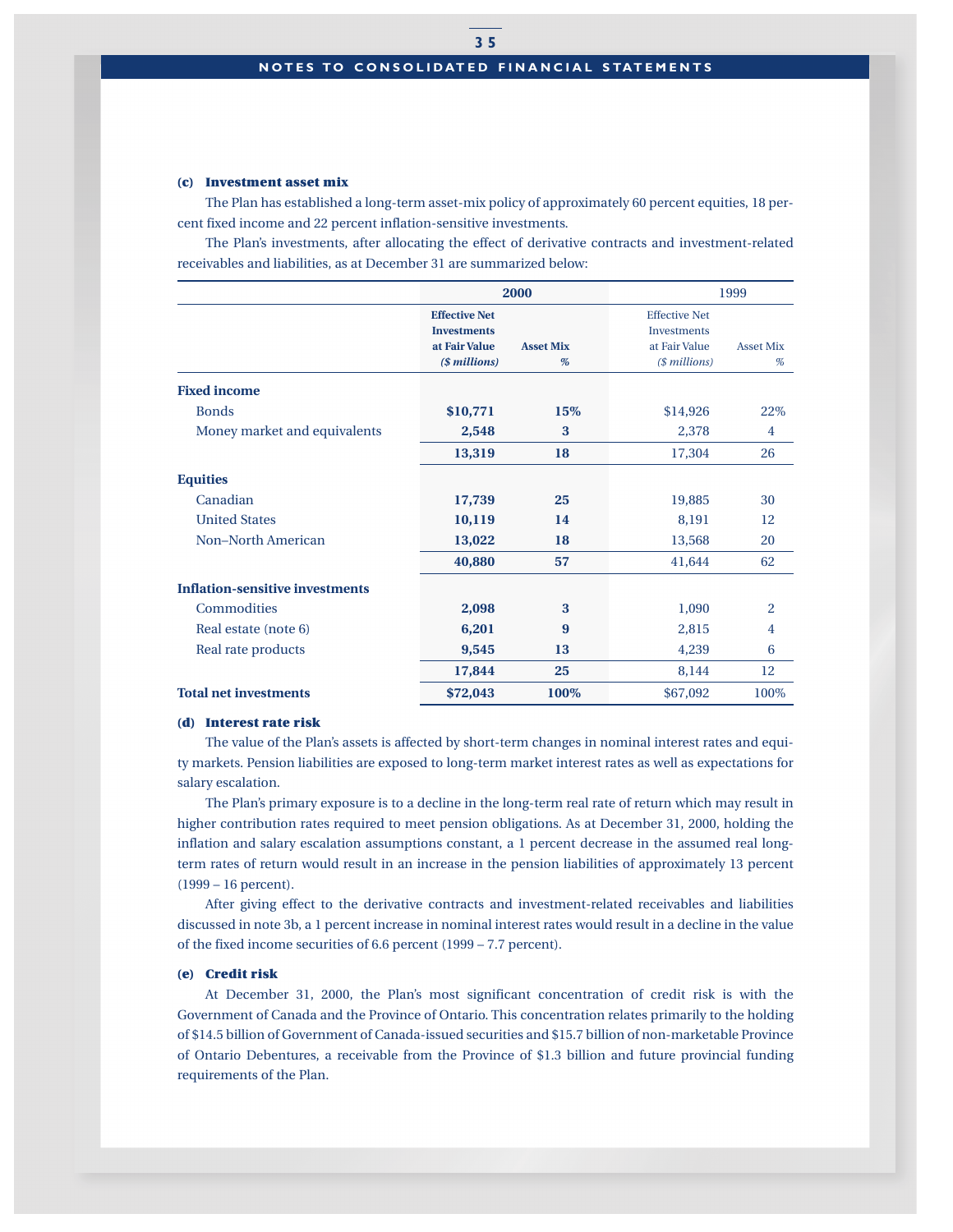### (c) Investment asset mix

The Plan has established a long-term asset-mix policy of approximately 60 percent equities, 18 percent fixed income and 22 percent inflation-sensitive investments.

The Plan's investments, after allocating the effect of derivative contracts and investment-related receivables and liabilities, as at December 31 are summarized below:

| | **2000** | | 1999 | |
|---|---|---|---|---|
| | **Effective Net Investments at Fair Value (*$ millions*)** | **Asset Mix %** | Effective Net Investments at Fair Value (*$ millions*) | Asset Mix % |
| **Fixed income** | | | | |
| Bonds | **$10,771** | **15%** | $14,926 | 22% |
| Money market and equivalents | **2,548** | **3** | 2,378 | 4 |
| | **13,319** | **18** | 17,304 | 26 |
| **Equities** | | | | |
| Canadian | **17,739** | **25** | 19,885 | 30 |
| United States | **10,119** | **14** | 8,191 | 12 |
| Non–North American | **13,022** | **18** | 13,568 | 20 |
| | **40,880** | **57** | 41,644 | 62 |
| **Inflation-sensitive investments** | | | | |
| Commodities | **2,098** | **3** | 1,090 | 2 |
| Real estate (note 6) | **6,201** | **9** | 2,815 | 4 |
| Real rate products | **9,545** | **13** | 4,239 | 6 |
| | **17,844** | **25** | 8,144 | 12 |
| **Total net investments** | **$72,043** | **100%** | $67,092 | 100% |

### (d) Interest rate risk

The value of the Plan's assets is affected by short-term changes in nominal interest rates and equity markets. Pension liabilities are exposed to long-term market interest rates as well as expectations for salary escalation.

The Plan's primary exposure is to a decline in the long-term real rate of return which may result in higher contribution rates required to meet pension obligations. As at December 31, 2000, holding the inflation and salary escalation assumptions constant, a 1 percent decrease in the assumed real long-term rates of return would result in an increase in the pension liabilities of approximately 13 percent (1999 – 16 percent).

After giving effect to the derivative contracts and investment-related receivables and liabilities discussed in note 3b, a 1 percent increase in nominal interest rates would result in a decline in the value of the fixed income securities of 6.6 percent (1999 – 7.7 percent).

### (e) Credit risk

At December 31, 2000, the Plan's most significant concentration of credit risk is with the Government of Canada and the Province of Ontario. This concentration relates primarily to the holding of $14.5 billion of Government of Canada-issued securities and $15.7 billion of non-marketable Province of Ontario Debentures, a receivable from the Province of $1.3 billion and future provincial funding requirements of the Plan.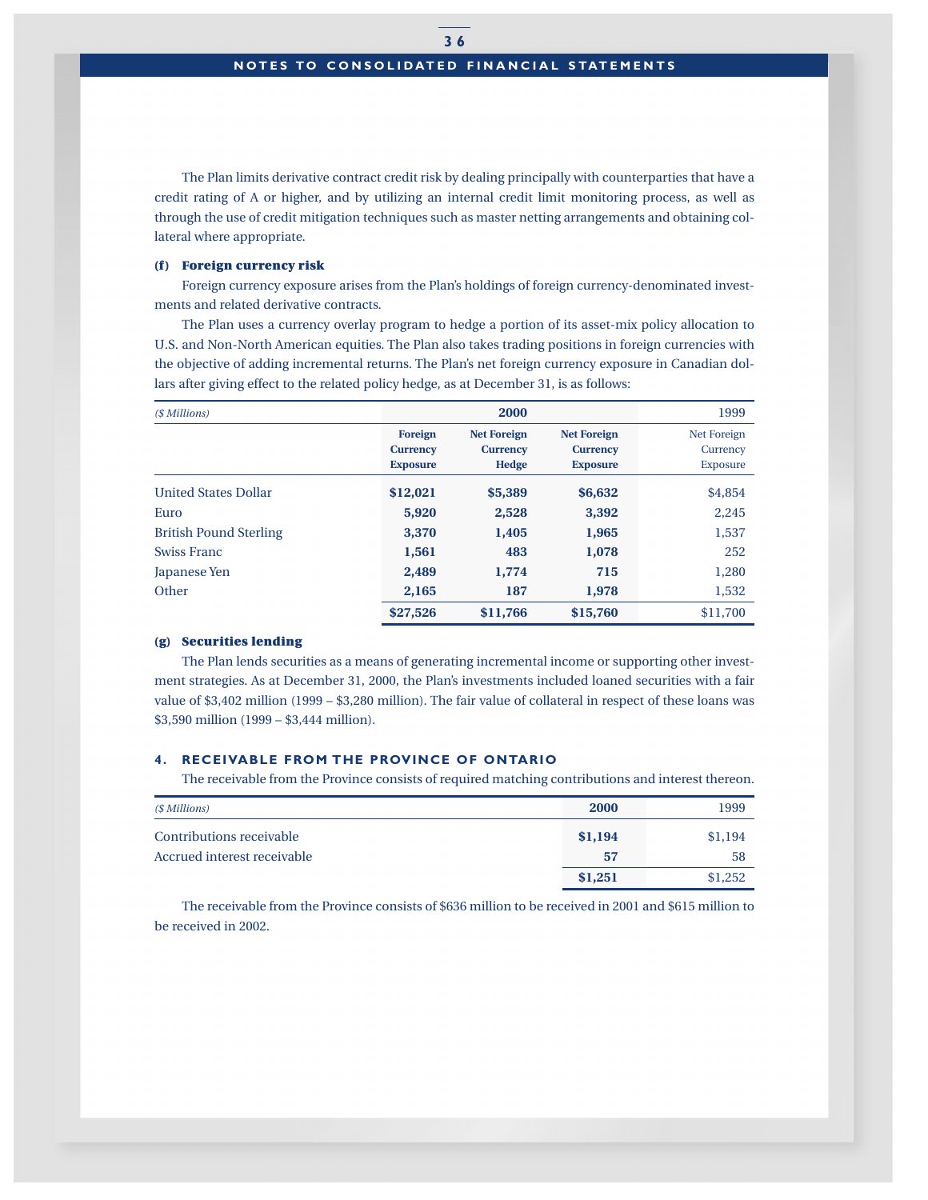The Plan limits derivative contract credit risk by dealing principally with counterparties that have a credit rating of A or higher, and by utilizing an internal credit limit monitoring process, as well as through the use of credit mitigation techniques such as master netting arrangements and obtaining collateral where appropriate.

### (f) Foreign currency risk

Foreign currency exposure arises from the Plan's holdings of foreign currency-denominated investments and related derivative contracts.

The Plan uses a currency overlay program to hedge a portion of its asset-mix policy allocation to U.S. and Non-North American equities. The Plan also takes trading positions in foreign currencies with the objective of adding incremental returns. The Plan's net foreign currency exposure in Canadian dollars after giving effect to the related policy hedge, as at December 31, is as follows:

| *($ Millions)* | **2000** | | | 1999 |
|---|---|---|---|---|
| | **Foreign Currency Exposure** | **Net Foreign Currency Hedge** | **Net Foreign Currency Exposure** | Net Foreign Currency Exposure |
| United States Dollar | **$12,021** | **$5,389** | **$6,632** | $4,854 |
| Euro | **5,920** | **2,528** | **3,392** | 2,245 |
| British Pound Sterling | **3,370** | **1,405** | **1,965** | 1,537 |
| Swiss Franc | **1,561** | **483** | **1,078** | 252 |
| Japanese Yen | **2,489** | **1,774** | **715** | 1,280 |
| Other | **2,165** | **187** | **1,978** | 1,532 |
| | **$27,526** | **$11,766** | **$15,760** | $11,700 |

### (g) Securities lending

The Plan lends securities as a means of generating incremental income or supporting other investment strategies. As at December 31, 2000, the Plan's investments included loaned securities with a fair value of $3,402 million (1999 – $3,280 million). The fair value of collateral in respect of these loans was $3,590 million (1999 – $3,444 million).

## 4. RECEIVABLE FROM THE PROVINCE OF ONTARIO

The receivable from the Province consists of required matching contributions and interest thereon.

| *($ Millions)* | **2000** | 1999 |
|---|---|---|
| Contributions receivable | **$1,194** | $1,194 |
| Accrued interest receivable | **57** | 58 |
| | **$1,251** | $1,252 |

The receivable from the Province consists of $636 million to be received in 2001 and $615 million to be received in 2002.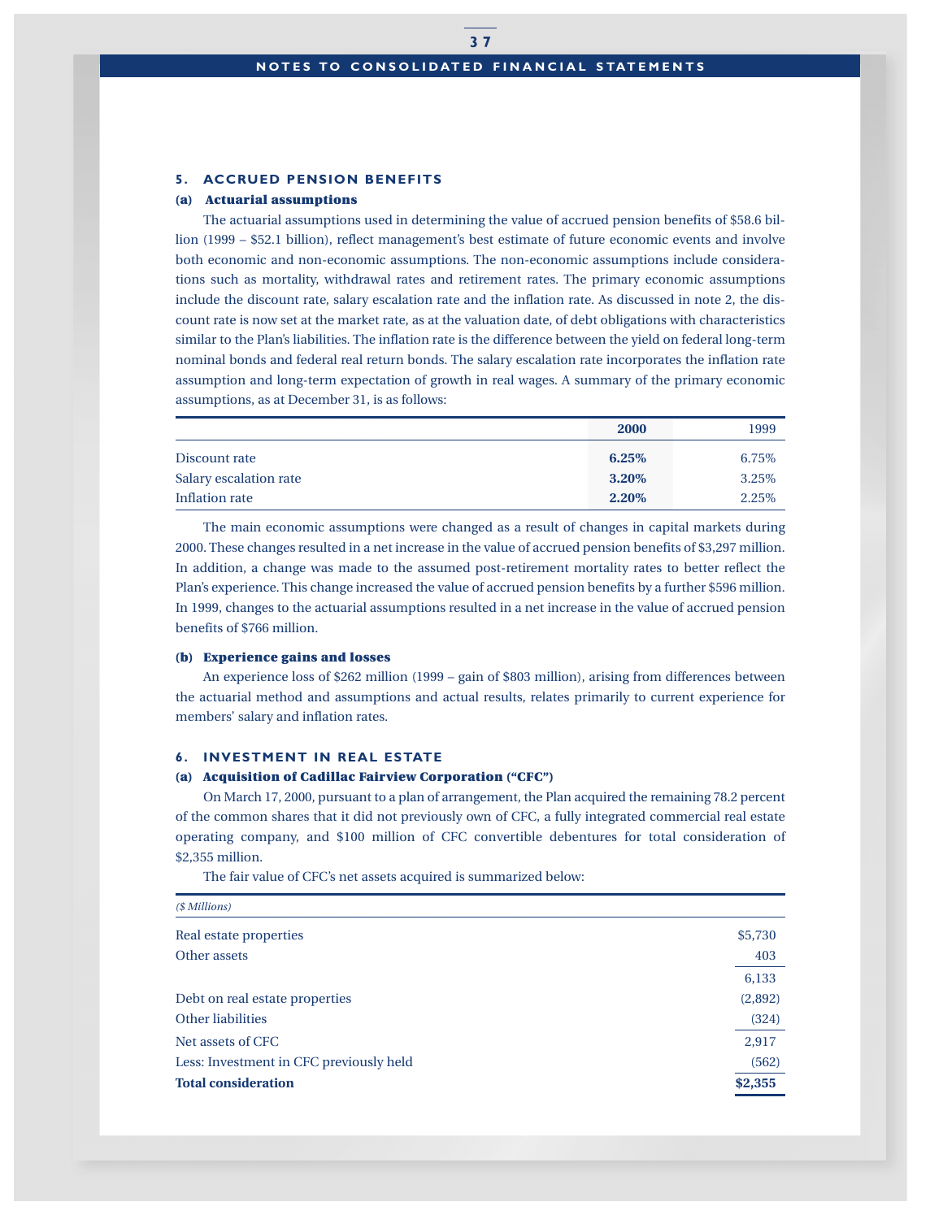## 5. ACCRUED PENSION BENEFITS

### (a) Actuarial assumptions

The actuarial assumptions used in determining the value of accrued pension benefits of $58.6 billion (1999 – $52.1 billion), reflect management's best estimate of future economic events and involve both economic and non-economic assumptions. The non-economic assumptions include considerations such as mortality, withdrawal rates and retirement rates. The primary economic assumptions include the discount rate, salary escalation rate and the inflation rate. As discussed in note 2, the discount rate is now set at the market rate, as at the valuation date, of debt obligations with characteristics similar to the Plan's liabilities. The inflation rate is the difference between the yield on federal long-term nominal bonds and federal real return bonds. The salary escalation rate incorporates the inflation rate assumption and long-term expectation of growth in real wages. A summary of the primary economic assumptions, as at December 31, is as follows:

| | **2000** | 1999 |
|---|---|---|
| Discount rate | **6.25%** | 6.75% |
| Salary escalation rate | **3.20%** | 3.25% |
| Inflation rate | **2.20%** | 2.25% |

The main economic assumptions were changed as a result of changes in capital markets during 2000. These changes resulted in a net increase in the value of accrued pension benefits of $3,297 million. In addition, a change was made to the assumed post-retirement mortality rates to better reflect the Plan's experience. This change increased the value of accrued pension benefits by a further $596 million. In 1999, changes to the actuarial assumptions resulted in a net increase in the value of accrued pension benefits of $766 million.

### (b) Experience gains and losses

An experience loss of $262 million (1999 – gain of $803 million), arising from differences between the actuarial method and assumptions and actual results, relates primarily to current experience for members' salary and inflation rates.

## 6. INVESTMENT IN REAL ESTATE

### (a) Acquisition of Cadillac Fairview Corporation ("CFC")

On March 17, 2000, pursuant to a plan of arrangement, the Plan acquired the remaining 78.2 percent of the common shares that it did not previously own of CFC, a fully integrated commercial real estate operating company, and $100 million of CFC convertible debentures for total consideration of $2,355 million.

The fair value of CFC's net assets acquired is summarized below:

| *($ Millions)* | |
|---|---|
| Real estate properties | $5,730 |
| Other assets | 403 |
| | 6,133 |
| Debt on real estate properties | (2,892) |
| Other liabilities | (324) |
| Net assets of CFC | 2,917 |
| Less: Investment in CFC previously held | (562) |
| **Total consideration** | **$2,355** |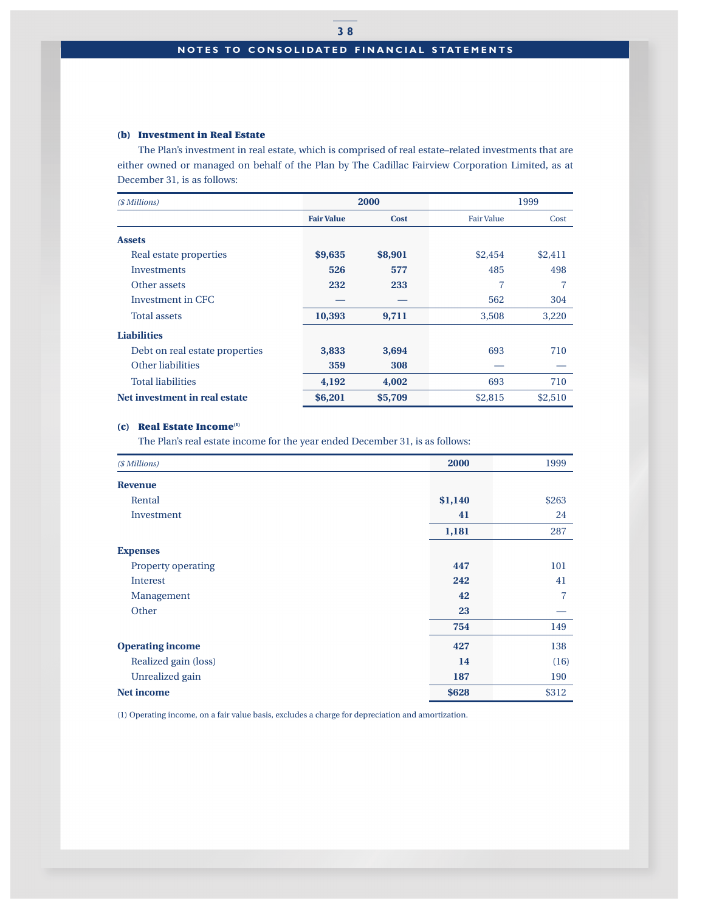### (b) Investment in Real Estate

The Plan's investment in real estate, which is comprised of real estate–related investments that are either owned or managed on behalf of the Plan by The Cadillac Fairview Corporation Limited, as at December 31, is as follows:

| *($ Millions)* | 2000 | | 1999 | |
|---|---|---|---|---|
| | Fair Value | Cost | Fair Value | Cost |
| **Assets** | | | | |
| Real estate properties | **$9,635** | **$8,901** | $2,454 | $2,411 |
| Investments | **526** | **577** | 485 | 498 |
| Other assets | **232** | **233** | 7 | 7 |
| Investment in CFC | **—** | **—** | 562 | 304 |
| Total assets | **10,393** | **9,711** | 3,508 | 3,220 |
| **Liabilities** | | | | |
| Debt on real estate properties | **3,833** | **3,694** | 693 | 710 |
| Other liabilities | **359** | **308** | — | — |
| Total liabilities | **4,192** | **4,002** | 693 | 710 |
| **Net investment in real estate** | **$6,201** | **$5,709** | $2,815 | $2,510 |

### (c) Real Estate Income[1]

The Plan's real estate income for the year ended December 31, is as follows:

| *($ Millions)* | 2000 | 1999 |
|---|---|---|
| **Revenue** | | |
| Rental | **$1,140** | $263 |
| Investment | **41** | 24 |
| | **1,181** | 287 |
| **Expenses** | | |
| Property operating | **447** | 101 |
| Interest | **242** | 41 |
| Management | **42** | 7 |
| Other | **23** | — |
| | **754** | 149 |
| **Operating income** | **427** | 138 |
| Realized gain (loss) | **14** | (16) |
| Unrealized gain | **187** | 190 |
| **Net income** | **$628** | $312 |

(1) Operating income, on a fair value basis, excludes a charge for depreciation and amortization.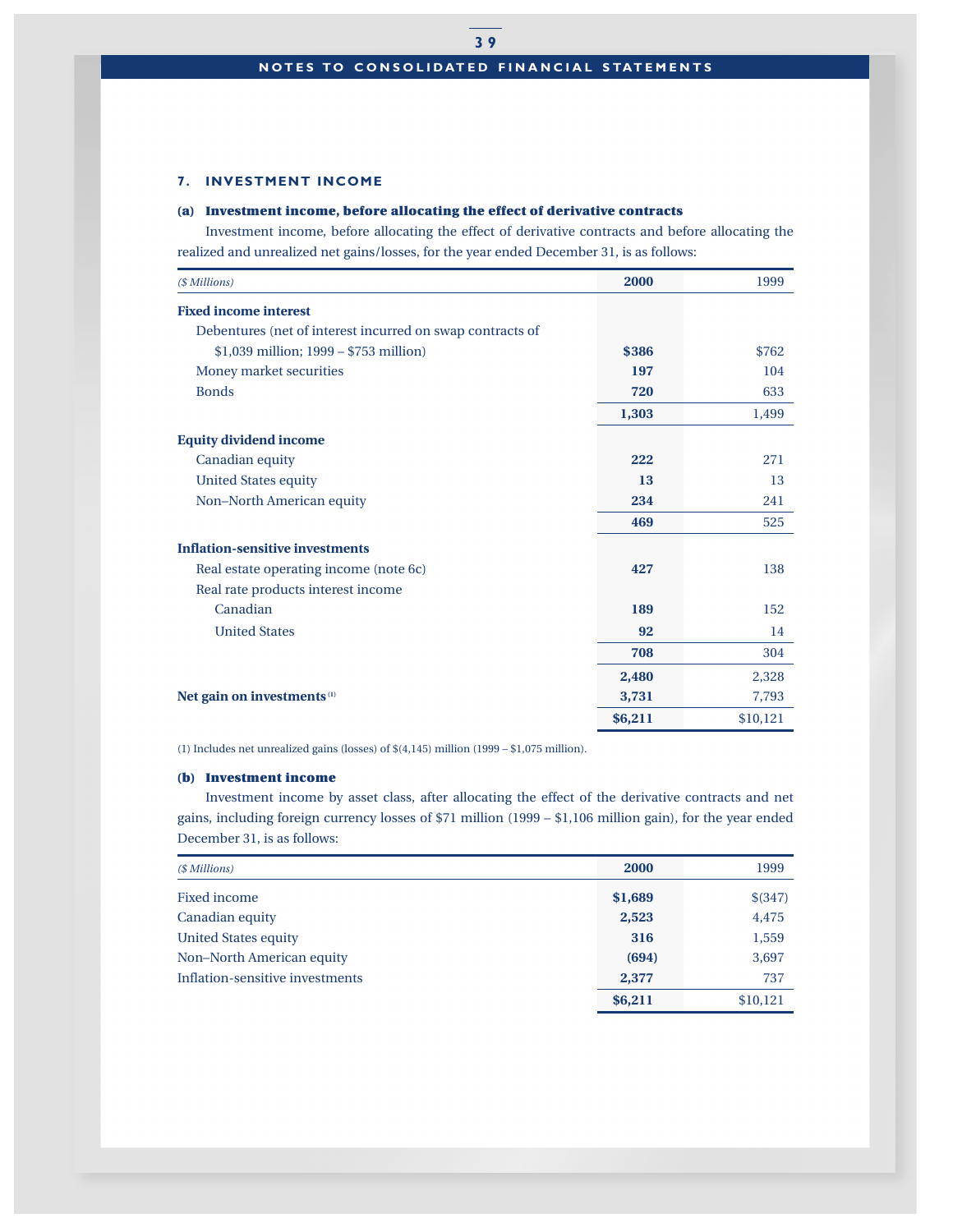## 7. INVESTMENT INCOME

### (a) Investment income, before allocating the effect of derivative contracts

Investment income, before allocating the effect of derivative contracts and before allocating the realized and unrealized net gains/losses, for the year ended December 31, is as follows:

| *($ Millions)* | **2000** | 1999 |
|---|---|---|
| **Fixed income interest** | | |
| Debentures (net of interest incurred on swap contracts of $1,039 million; 1999 – $753 million) | **$386** | $762 |
| Money market securities | **197** | 104 |
| Bonds | **720** | 633 |
| | **1,303** | 1,499 |
| **Equity dividend income** | | |
| Canadian equity | **222** | 271 |
| United States equity | **13** | 13 |
| Non–North American equity | **234** | 241 |
| | **469** | 525 |
| **Inflation-sensitive investments** | | |
| Real estate operating income (note 6c) | **427** | 138 |
| Real rate products interest income | | |
| Canadian | **189** | 152 |
| United States | **92** | 14 |
| | **708** | 304 |
| | **2,480** | 2,328 |
| **Net gain on investments** [(1)] | **3,731** | 7,793 |
| | **$6,211** | $10,121 |

(1) Includes net unrealized gains (losses) of $(4,145) million (1999 – $1,075 million).

### (b) Investment income

Investment income by asset class, after allocating the effect of the derivative contracts and net gains, including foreign currency losses of $71 million (1999 – $1,106 million gain), for the year ended December 31, is as follows:

| *($ Millions)* | **2000** | 1999 |
|---|---|---|
| Fixed income | **$1,689** | $(347) |
| Canadian equity | **2,523** | 4,475 |
| United States equity | **316** | 1,559 |
| Non–North American equity | **(694)** | 3,697 |
| Inflation-sensitive investments | **2,377** | 737 |
| | **$6,211** | $10,121 |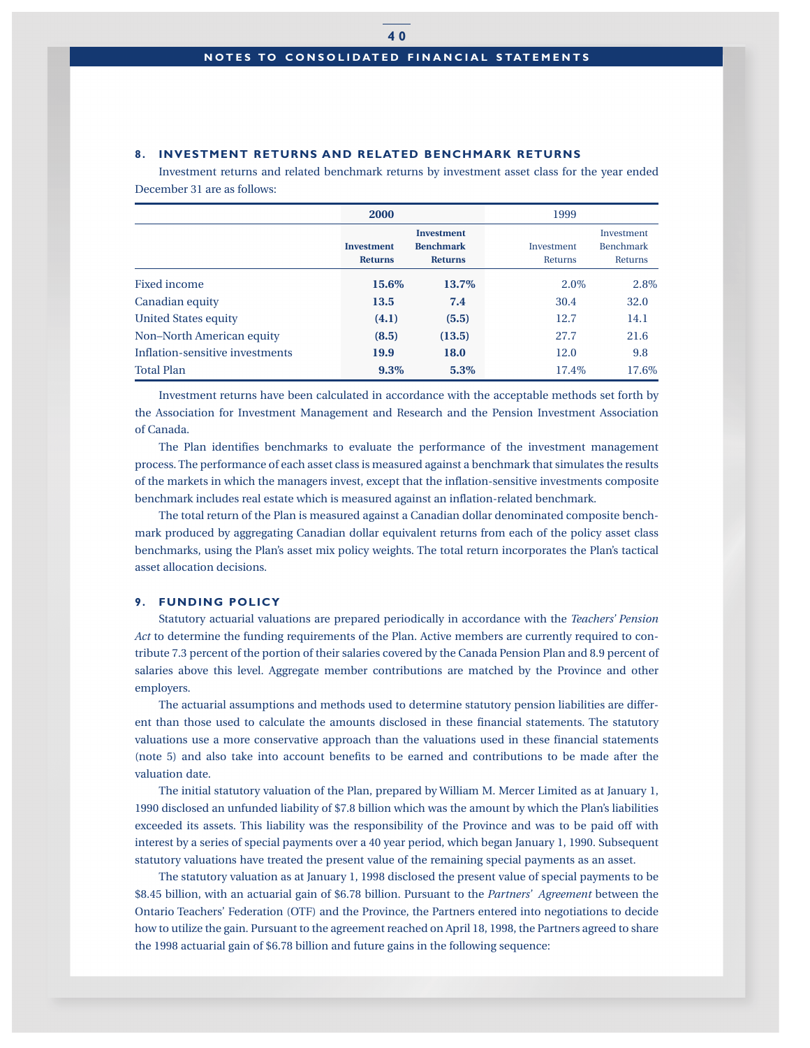## 8. INVESTMENT RETURNS AND RELATED BENCHMARK RETURNS

Investment returns and related benchmark returns by investment asset class for the year ended December 31 are as follows:

| | **2000** | | 1999 | |
|---|---|---|---|---|
| | **Investment Returns** | **Investment Benchmark Returns** | Investment Returns | Investment Benchmark Returns |
| Fixed income | **15.6%** | **13.7%** | 2.0% | 2.8% |
| Canadian equity | **13.5** | **7.4** | 30.4 | 32.0 |
| United States equity | **(4.1)** | **(5.5)** | 12.7 | 14.1 |
| Non–North American equity | **(8.5)** | **(13.5)** | 27.7 | 21.6 |
| Inflation-sensitive investments | **19.9** | **18.0** | 12.0 | 9.8 |
| Total Plan | **9.3%** | **5.3%** | 17.4% | 17.6% |

Investment returns have been calculated in accordance with the acceptable methods set forth by the Association for Investment Management and Research and the Pension Investment Association of Canada.

The Plan identifies benchmarks to evaluate the performance of the investment management process. The performance of each asset class is measured against a benchmark that simulates the results of the markets in which the managers invest, except that the inflation-sensitive investments composite benchmark includes real estate which is measured against an inflation-related benchmark.

The total return of the Plan is measured against a Canadian dollar denominated composite benchmark produced by aggregating Canadian dollar equivalent returns from each of the policy asset class benchmarks, using the Plan's asset mix policy weights. The total return incorporates the Plan's tactical asset allocation decisions.

## 9. FUNDING POLICY

Statutory actuarial valuations are prepared periodically in accordance with the *Teachers' Pension Act* to determine the funding requirements of the Plan. Active members are currently required to contribute 7.3 percent of the portion of their salaries covered by the Canada Pension Plan and 8.9 percent of salaries above this level. Aggregate member contributions are matched by the Province and other employers.

The actuarial assumptions and methods used to determine statutory pension liabilities are different than those used to calculate the amounts disclosed in these financial statements. The statutory valuations use a more conservative approach than the valuations used in these financial statements (note 5) and also take into account benefits to be earned and contributions to be made after the valuation date.

The initial statutory valuation of the Plan, prepared by William M. Mercer Limited as at January 1, 1990 disclosed an unfunded liability of $7.8 billion which was the amount by which the Plan's liabilities exceeded its assets. This liability was the responsibility of the Province and was to be paid off with interest by a series of special payments over a 40 year period, which began January 1, 1990. Subsequent statutory valuations have treated the present value of the remaining special payments as an asset.

The statutory valuation as at January 1, 1998 disclosed the present value of special payments to be $8.45 billion, with an actuarial gain of $6.78 billion. Pursuant to the *Partners' Agreement* between the Ontario Teachers' Federation (OTF) and the Province, the Partners entered into negotiations to decide how to utilize the gain. Pursuant to the agreement reached on April 18, 1998, the Partners agreed to share the 1998 actuarial gain of $6.78 billion and future gains in the following sequence: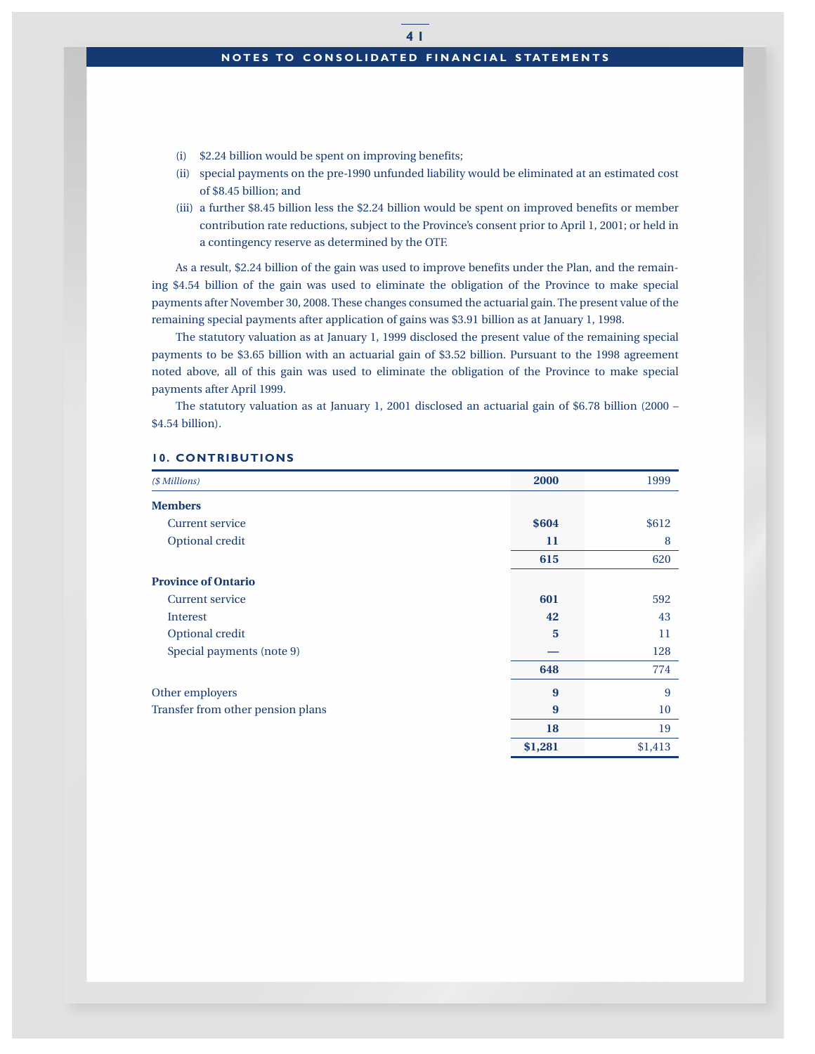(i) $2.24 billion would be spent on improving benefits;

(ii) special payments on the pre-1990 unfunded liability would be eliminated at an estimated cost of $8.45 billion; and

(iii) a further $8.45 billion less the $2.24 billion would be spent on improved benefits or member contribution rate reductions, subject to the Province's consent prior to April 1, 2001; or held in a contingency reserve as determined by the OTF.

As a result, $2.24 billion of the gain was used to improve benefits under the Plan, and the remaining $4.54 billion of the gain was used to eliminate the obligation of the Province to make special payments after November 30, 2008. These changes consumed the actuarial gain. The present value of the remaining special payments after application of gains was $3.91 billion as at January 1, 1998.

The statutory valuation as at January 1, 1999 disclosed the present value of the remaining special payments to be $3.65 billion with an actuarial gain of $3.52 billion. Pursuant to the 1998 agreement noted above, all of this gain was used to eliminate the obligation of the Province to make special payments after April 1999.

The statutory valuation as at January 1, 2001 disclosed an actuarial gain of $6.78 billion (2000 – $4.54 billion).

## 10. CONTRIBUTIONS

| *($ Millions)* | **2000** | 1999 |
|---|---|---|
| **Members** | | |
| Current service | **$604** | $612 |
| Optional credit | **11** | 8 |
| | **615** | 620 |
| **Province of Ontario** | | |
| Current service | **601** | 592 |
| Interest | **42** | 43 |
| Optional credit | **5** | 11 |
| Special payments (note 9) | **—** | 128 |
| | **648** | 774 |
| Other employers | **9** | 9 |
| Transfer from other pension plans | **9** | 10 |
| | **18** | 19 |
| | **$1,281** | $1,413 |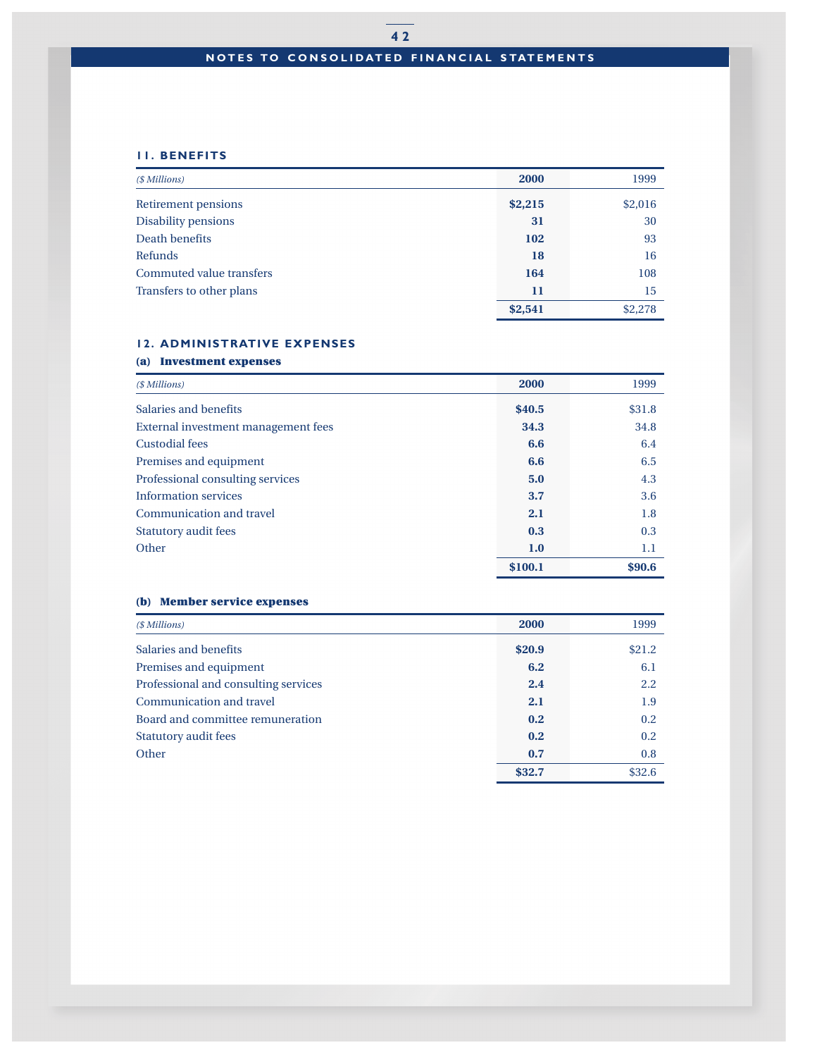## 11. BENEFITS

| *($ Millions)* | 2000 | 1999 |
|---|---|---|
| Retirement pensions | **$2,215** | $2,016 |
| Disability pensions | **31** | 30 |
| Death benefits | **102** | 93 |
| Refunds | **18** | 16 |
| Commuted value transfers | **164** | 108 |
| Transfers to other plans | **11** | 15 |
| | **$2,541** | $2,278 |

## 12. ADMINISTRATIVE EXPENSES

### (a) Investment expenses

| *($ Millions)* | 2000 | 1999 |
|---|---|---|
| Salaries and benefits | **$40.5** | $31.8 |
| External investment management fees | **34.3** | 34.8 |
| Custodial fees | **6.6** | 6.4 |
| Premises and equipment | **6.6** | 6.5 |
| Professional consulting services | **5.0** | 4.3 |
| Information services | **3.7** | 3.6 |
| Communication and travel | **2.1** | 1.8 |
| Statutory audit fees | **0.3** | 0.3 |
| Other | **1.0** | 1.1 |
| | **$100.1** | **$90.6** |

### (b) Member service expenses

| *($ Millions)* | 2000 | 1999 |
|---|---|---|
| Salaries and benefits | **$20.9** | $21.2 |
| Premises and equipment | **6.2** | 6.1 |
| Professional and consulting services | **2.4** | 2.2 |
| Communication and travel | **2.1** | 1.9 |
| Board and committee remuneration | **0.2** | 0.2 |
| Statutory audit fees | **0.2** | 0.2 |
| Other | **0.7** | 0.8 |
| | **$32.7** | $32.6 |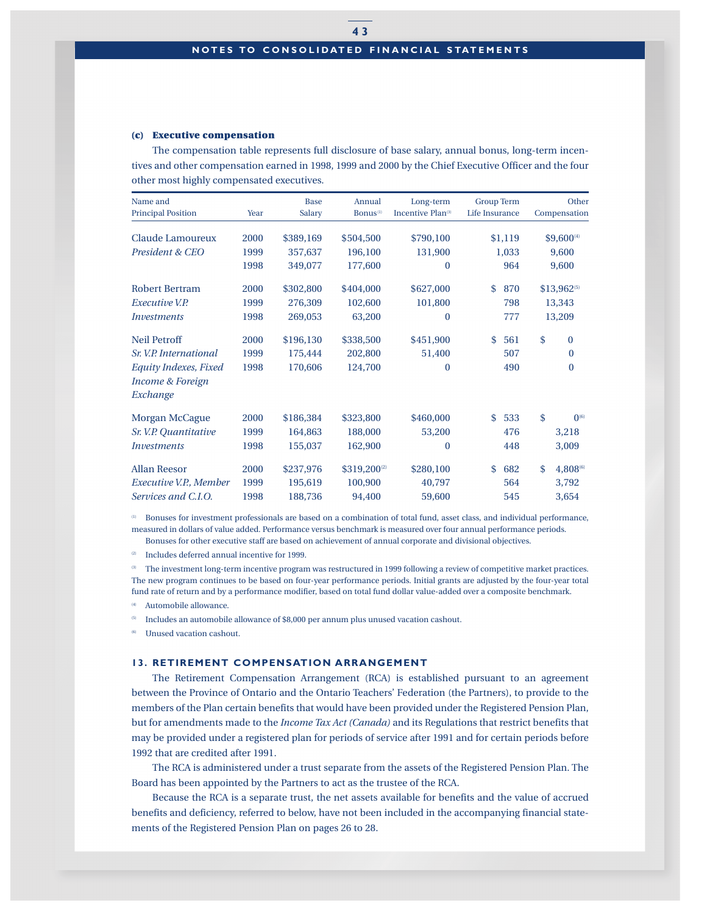### (c) Executive compensation

The compensation table represents full disclosure of base salary, annual bonus, long-term incentives and other compensation earned in 1998, 1999 and 2000 by the Chief Executive Officer and the four other most highly compensated executives.

| Name and Principal Position | Year | Base Salary | Annual Bonus[1] | Long-term Incentive Plan[3] | Group Term Life Insurance | Other Compensation |
|---|---|---|---|---|---|---|
| Claude Lamoureux | 2000 | $389,169 | $504,500 | $790,100 | $1,119 | $9,600[4] |
| *President & CEO* | 1999 | 357,637 | 196,100 | 131,900 | 1,033 | 9,600 |
| | 1998 | 349,077 | 177,600 | 0 | 964 | 9,600 |
| Robert Bertram | 2000 | $302,800 | $404,000 | $627,000 | $ 870 | $13,962[5] |
| *Executive V.P.* | 1999 | 276,309 | 102,600 | 101,800 | 798 | 13,343 |
| *Investments* | 1998 | 269,053 | 63,200 | 0 | 777 | 13,209 |
| Neil Petroff | 2000 | $196,130 | $338,500 | $451,900 | $ 561 | $ 0 |
| *Sr. V.P. International* | 1999 | 175,444 | 202,800 | 51,400 | 507 | 0 |
| *Equity Indexes, Fixed Income & Foreign Exchange* | 1998 | 170,606 | 124,700 | 0 | 490 | 0 |
| Morgan McCague | 2000 | $186,384 | $323,800 | $460,000 | $ 533 | $ 0[6] |
| *Sr. V.P. Quantitative* | 1999 | 164,863 | 188,000 | 53,200 | 476 | 3,218 |
| *Investments* | 1998 | 155,037 | 162,900 | 0 | 448 | 3,009 |
| Allan Reesor | 2000 | $237,976 | $319,200[2] | $280,100 | $ 682 | $ 4,808[6] |
| *Executive V.P., Member* | 1999 | 195,619 | 100,900 | 40,797 | 564 | 3,792 |
| *Services and C.I.O.* | 1998 | 188,736 | 94,400 | 59,600 | 545 | 3,654 |

[1] Bonuses for investment professionals are based on a combination of total fund, asset class, and individual performance, measured in dollars of value added. Performance versus benchmark is measured over four annual performance periods.
Bonuses for other executive staff are based on achievement of annual corporate and divisional objectives.

[2] Includes deferred annual incentive for 1999.

[3] The investment long-term incentive program was restructured in 1999 following a review of competitive market practices. The new program continues to be based on four-year performance periods. Initial grants are adjusted by the four-year total fund rate of return and by a performance modifier, based on total fund dollar value-added over a composite benchmark.

[4] Automobile allowance.

[5] Includes an automobile allowance of $8,000 per annum plus unused vacation cashout.

[6] Unused vacation cashout.

## 13. RETIREMENT COMPENSATION ARRANGEMENT

The Retirement Compensation Arrangement (RCA) is established pursuant to an agreement between the Province of Ontario and the Ontario Teachers' Federation (the Partners), to provide to the members of the Plan certain benefits that would have been provided under the Registered Pension Plan, but for amendments made to the *Income Tax Act (Canada)* and its Regulations that restrict benefits that may be provided under a registered plan for periods of service after 1991 and for certain periods before 1992 that are credited after 1991.

The RCA is administered under a trust separate from the assets of the Registered Pension Plan. The Board has been appointed by the Partners to act as the trustee of the RCA.

Because the RCA is a separate trust, the net assets available for benefits and the value of accrued benefits and deficiency, referred to below, have not been included in the accompanying financial statements of the Registered Pension Plan on pages 26 to 28.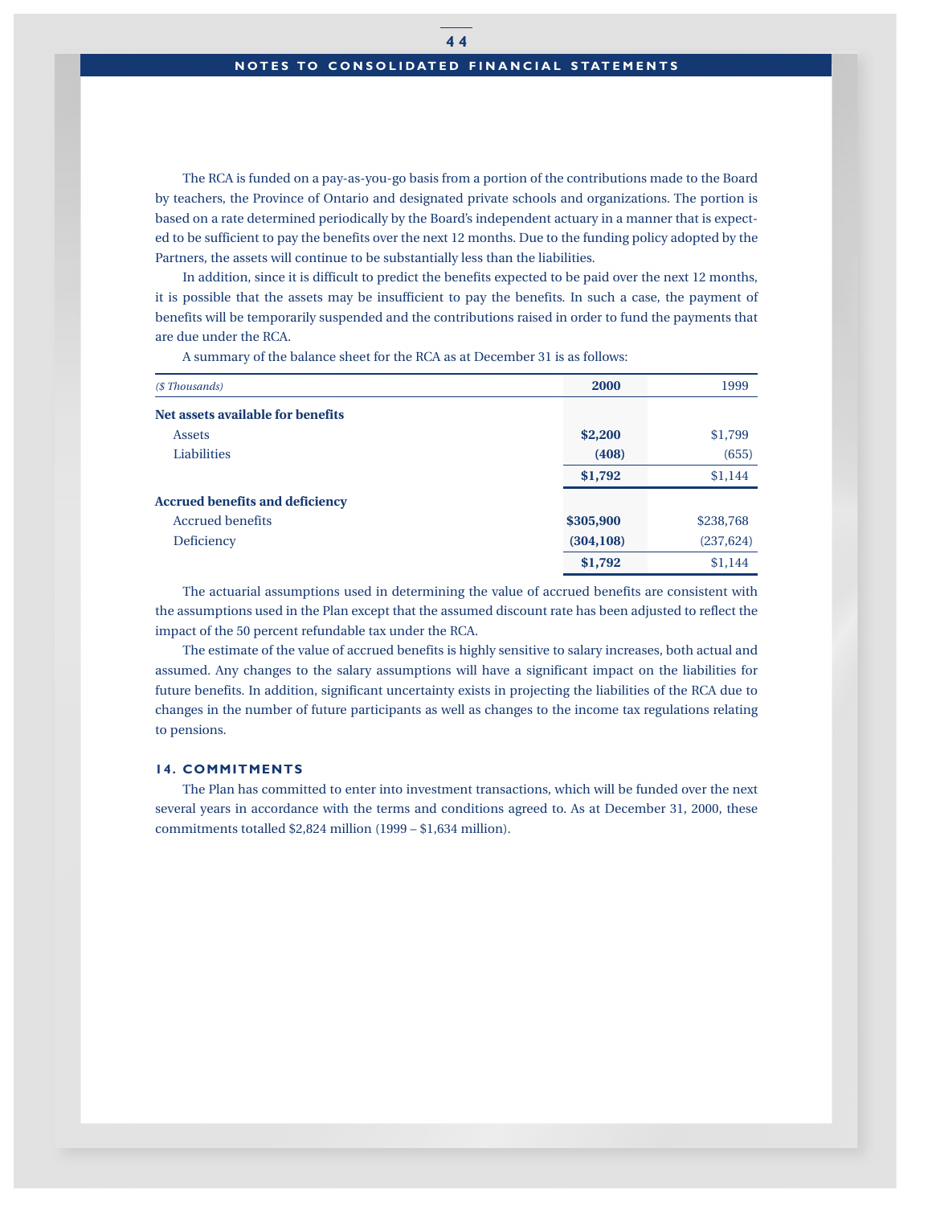The RCA is funded on a pay-as-you-go basis from a portion of the contributions made to the Board by teachers, the Province of Ontario and designated private schools and organizations. The portion is based on a rate determined periodically by the Board's independent actuary in a manner that is expected to be sufficient to pay the benefits over the next 12 months. Due to the funding policy adopted by the Partners, the assets will continue to be substantially less than the liabilities.

In addition, since it is difficult to predict the benefits expected to be paid over the next 12 months, it is possible that the assets may be insufficient to pay the benefits. In such a case, the payment of benefits will be temporarily suspended and the contributions raised in order to fund the payments that are due under the RCA.

A summary of the balance sheet for the RCA as at December 31 is as follows:

| *($ Thousands)* | **2000** | 1999 |
|---|---|---|
| **Net assets available for benefits** | | |
| Assets | **$2,200** | $1,799 |
| Liabilities | **(408)** | (655) |
| | **$1,792** | $1,144 |
| **Accrued benefits and deficiency** | | |
| Accrued benefits | **$305,900** | $238,768 |
| Deficiency | **(304,108)** | (237,624) |
| | **$1,792** | $1,144 |

The actuarial assumptions used in determining the value of accrued benefits are consistent with the assumptions used in the Plan except that the assumed discount rate has been adjusted to reflect the impact of the 50 percent refundable tax under the RCA.

The estimate of the value of accrued benefits is highly sensitive to salary increases, both actual and assumed. Any changes to the salary assumptions will have a significant impact on the liabilities for future benefits. In addition, significant uncertainty exists in projecting the liabilities of the RCA due to changes in the number of future participants as well as changes to the income tax regulations relating to pensions.

## 14. COMMITMENTS

The Plan has committed to enter into investment transactions, which will be funded over the next several years in accordance with the terms and conditions agreed to. As at December 31, 2000, these commitments totalled $2,824 million (1999 – $1,634 million).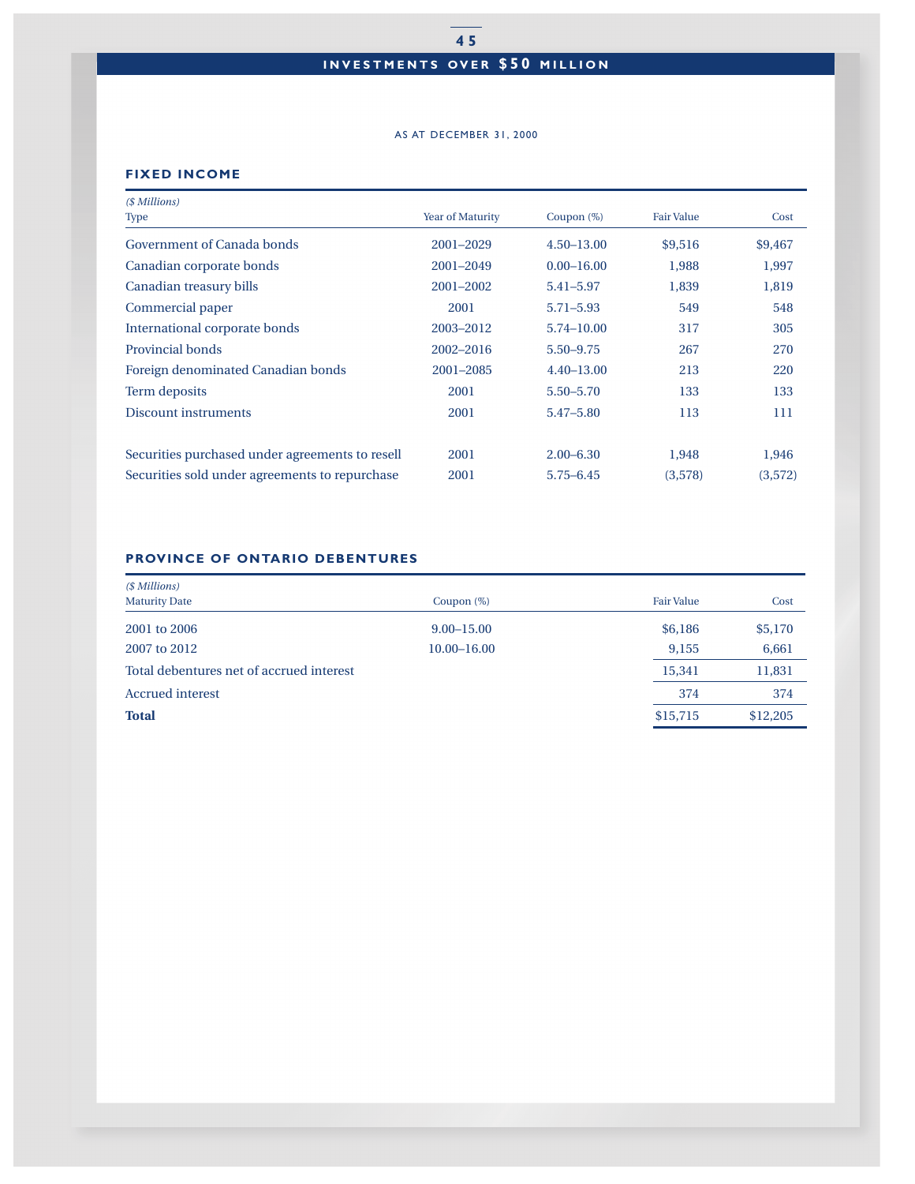# INVESTMENTS OVER $50 MILLION

AS AT DECEMBER 31, 2000

## FIXED INCOME

*($ Millions)*

| Type | Year of Maturity | Coupon (%) | Fair Value | Cost |
|---|---|---|---|---|
| Government of Canada bonds | 2001–2029 | 4.50–13.00 | $9,516 | $9,467 |
| Canadian corporate bonds | 2001–2049 | 0.00–16.00 | 1,988 | 1,997 |
| Canadian treasury bills | 2001–2002 | 5.41–5.97 | 1,839 | 1,819 |
| Commercial paper | 2001 | 5.71–5.93 | 549 | 548 |
| International corporate bonds | 2003–2012 | 5.74–10.00 | 317 | 305 |
| Provincial bonds | 2002–2016 | 5.50–9.75 | 267 | 270 |
| Foreign denominated Canadian bonds | 2001–2085 | 4.40–13.00 | 213 | 220 |
| Term deposits | 2001 | 5.50–5.70 | 133 | 133 |
| Discount instruments | 2001 | 5.47–5.80 | 113 | 111 |
| Securities purchased under agreements to resell | 2001 | 2.00–6.30 | 1,948 | 1,946 |
| Securities sold under agreements to repurchase | 2001 | 5.75–6.45 | (3,578) | (3,572) |

## PROVINCE OF ONTARIO DEBENTURES

*($ Millions)*

| Maturity Date | Coupon (%) | Fair Value | Cost |
|---|---|---|---|
| 2001 to 2006 | 9.00–15.00 | $6,186 | $5,170 |
| 2007 to 2012 | 10.00–16.00 | 9,155 | 6,661 |
| Total debentures net of accrued interest | | 15,341 | 11,831 |
| Accrued interest | | 374 | 374 |
| **Total** | | $15,715 | $12,205 |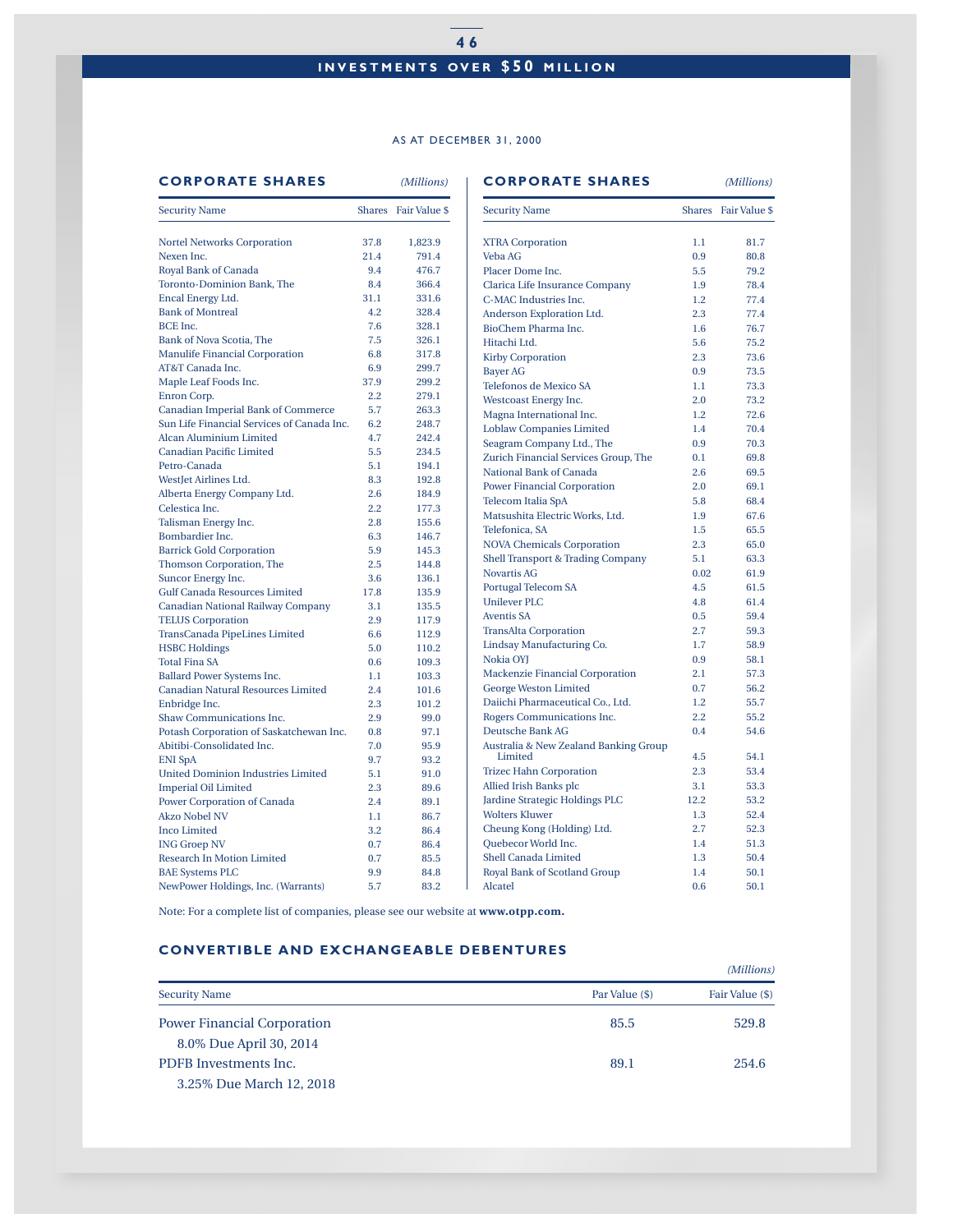# INVESTMENTS OVER $50 MILLION

AS AT DECEMBER 31, 2000

## CORPORATE SHARES

*(Millions)*

| Security Name | Shares | Fair Value $ |
|---|---|---|
| Nortel Networks Corporation | 37.8 | 1,823.9 |
| Nexen Inc. | 21.4 | 791.4 |
| Royal Bank of Canada | 9.4 | 476.7 |
| Toronto-Dominion Bank, The | 8.4 | 366.4 |
| Encal Energy Ltd. | 31.1 | 331.6 |
| Bank of Montreal | 4.2 | 328.4 |
| BCE Inc. | 7.6 | 328.1 |
| Bank of Nova Scotia, The | 7.5 | 326.1 |
| Manulife Financial Corporation | 6.8 | 317.8 |
| AT&T Canada Inc. | 6.9 | 299.7 |
| Maple Leaf Foods Inc. | 37.9 | 299.2 |
| Enron Corp. | 2.2 | 279.1 |
| Canadian Imperial Bank of Commerce | 5.7 | 263.3 |
| Sun Life Financial Services of Canada Inc. | 6.2 | 248.7 |
| Alcan Aluminium Limited | 4.7 | 242.4 |
| Canadian Pacific Limited | 5.5 | 234.5 |
| Petro-Canada | 5.1 | 194.1 |
| WestJet Airlines Ltd. | 8.3 | 192.8 |
| Alberta Energy Company Ltd. | 2.6 | 184.9 |
| Celestica Inc. | 2.2 | 177.3 |
| Talisman Energy Inc. | 2.8 | 155.6 |
| Bombardier Inc. | 6.3 | 146.7 |
| Barrick Gold Corporation | 5.9 | 145.3 |
| Thomson Corporation, The | 2.5 | 144.8 |
| Suncor Energy Inc. | 3.6 | 136.1 |
| Gulf Canada Resources Limited | 17.8 | 135.9 |
| Canadian National Railway Company | 3.1 | 135.5 |
| TELUS Corporation | 2.9 | 117.9 |
| TransCanada PipeLines Limited | 6.6 | 112.9 |
| HSBC Holdings | 5.0 | 110.2 |
| Total Fina SA | 0.6 | 109.3 |
| Ballard Power Systems Inc. | 1.1 | 103.3 |
| Canadian Natural Resources Limited | 2.4 | 101.6 |
| Enbridge Inc. | 2.3 | 101.2 |
| Shaw Communications Inc. | 2.9 | 99.0 |
| Potash Corporation of Saskatchewan Inc. | 0.8 | 97.1 |
| Abitibi-Consolidated Inc. | 7.0 | 95.9 |
| ENI SpA | 9.7 | 93.2 |
| United Dominion Industries Limited | 5.1 | 91.0 |
| Imperial Oil Limited | 2.3 | 89.6 |
| Power Corporation of Canada | 2.4 | 89.1 |
| Akzo Nobel NV | 1.1 | 86.7 |
| Inco Limited | 3.2 | 86.4 |
| ING Groep NV | 0.7 | 86.4 |
| Research In Motion Limited | 0.7 | 85.5 |
| BAE Systems PLC | 9.9 | 84.8 |
| NewPower Holdings, Inc. (Warrants) | 5.7 | 83.2 |
| XTRA Corporation | 1.1 | 81.7 |
| Veba AG | 0.9 | 80.8 |
| Placer Dome Inc. | 5.5 | 79.2 |
| Clarica Life Insurance Company | 1.9 | 78.4 |
| C-MAC Industries Inc. | 1.2 | 77.4 |
| Anderson Exploration Ltd. | 2.3 | 77.4 |
| BioChem Pharma Inc. | 1.6 | 76.7 |
| Hitachi Ltd. | 5.6 | 75.2 |
| Kirby Corporation | 2.3 | 73.6 |
| Bayer AG | 0.9 | 73.5 |
| Telefonos de Mexico SA | 1.1 | 73.3 |
| Westcoast Energy Inc. | 2.0 | 73.2 |
| Magna International Inc. | 1.2 | 72.6 |
| Loblaw Companies Limited | 1.4 | 70.4 |
| Seagram Company Ltd., The | 0.9 | 70.3 |
| Zurich Financial Services Group, The | 0.1 | 69.8 |
| National Bank of Canada | 2.6 | 69.5 |
| Power Financial Corporation | 2.0 | 69.1 |
| Telecom Italia SpA | 5.8 | 68.4 |
| Matsushita Electric Works, Ltd. | 1.9 | 67.6 |
| Telefonica, SA | 1.5 | 65.5 |
| NOVA Chemicals Corporation | 2.3 | 65.0 |
| Shell Transport & Trading Company | 5.1 | 63.3 |
| Novartis AG | 0.02 | 61.9 |
| Portugal Telecom SA | 4.5 | 61.5 |
| Unilever PLC | 4.8 | 61.4 |
| Aventis SA | 0.5 | 59.4 |
| TransAlta Corporation | 2.7 | 59.3 |
| Lindsay Manufacturing Co. | 1.7 | 58.9 |
| Nokia OYJ | 0.9 | 58.1 |
| Mackenzie Financial Corporation | 2.1 | 57.3 |
| George Weston Limited | 0.7 | 56.2 |
| Daiichi Pharmaceutical Co., Ltd. | 1.2 | 55.7 |
| Rogers Communications Inc. | 2.2 | 55.2 |
| Deutsche Bank AG | 0.4 | 54.6 |
| Australia & New Zealand Banking Group Limited | 4.5 | 54.1 |
| Trizec Hahn Corporation | 2.3 | 53.4 |
| Allied Irish Banks plc | 3.1 | 53.3 |
| Jardine Strategic Holdings PLC | 12.2 | 53.2 |
| Wolters Kluwer | 1.3 | 52.4 |
| Cheung Kong (Holding) Ltd. | 2.7 | 52.3 |
| Quebecor World Inc. | 1.4 | 51.3 |
| Shell Canada Limited | 1.3 | 50.4 |
| Royal Bank of Scotland Group | 1.4 | 50.1 |
| Alcatel | 0.6 | 50.1 |

Note: For a complete list of companies, please see our website at **www.otpp.com.**

## CONVERTIBLE AND EXCHANGEABLE DEBENTURES

*(Millions)*

| Security Name | Par Value ($) | Fair Value ($) |
|---|---|---|
| Power Financial Corporation<br>8.0% Due April 30, 2014 | 85.5 | 529.8 |
| PDFB Investments Inc.<br>3.25% Due March 12, 2018 | 89.1 | 254.6 |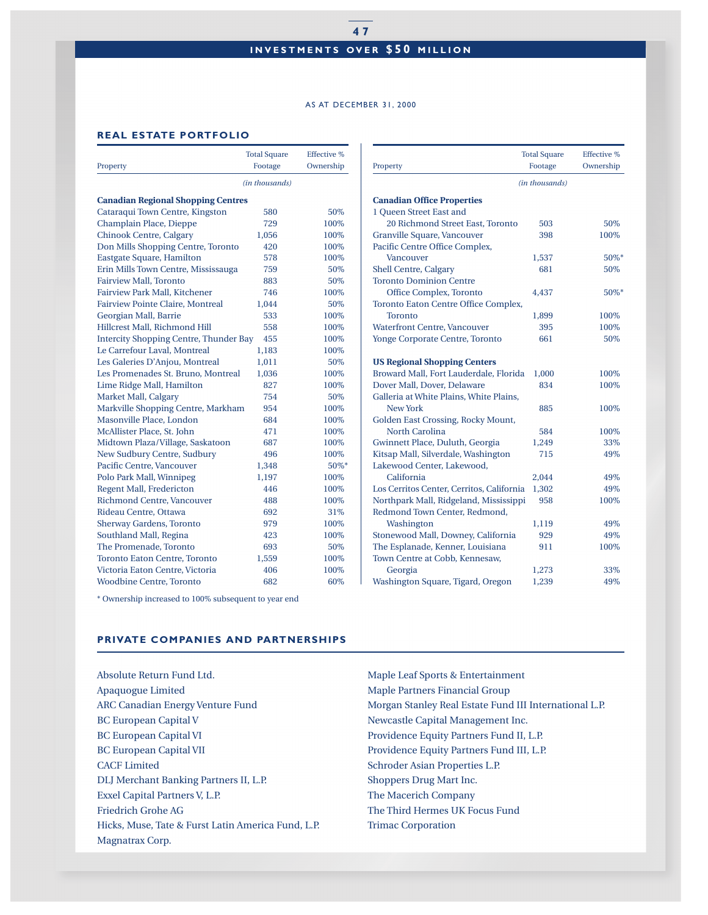## INVESTMENTS OVER $50 MILLION

AS AT DECEMBER 31, 2000

### REAL ESTATE PORTFOLIO

| Property | Total Square Footage | Effective % Ownership |
|---|---|---|
| | *(in thousands)* | |
| **Canadian Regional Shopping Centres** | | |
| Cataraqui Town Centre, Kingston | 580 | 50% |
| Champlain Place, Dieppe | 729 | 100% |
| Chinook Centre, Calgary | 1,056 | 100% |
| Don Mills Shopping Centre, Toronto | 420 | 100% |
| Eastgate Square, Hamilton | 578 | 100% |
| Erin Mills Town Centre, Mississauga | 759 | 50% |
| Fairview Mall, Toronto | 883 | 50% |
| Fairview Park Mall, Kitchener | 746 | 100% |
| Fairview Pointe Claire, Montreal | 1,044 | 50% |
| Georgian Mall, Barrie | 533 | 100% |
| Hillcrest Mall, Richmond Hill | 558 | 100% |
| Intercity Shopping Centre, Thunder Bay | 455 | 100% |
| Le Carrefour Laval, Montreal | 1,183 | 100% |
| Les Galeries D'Anjou, Montreal | 1,011 | 50% |
| Les Promenades St. Bruno, Montreal | 1,036 | 100% |
| Lime Ridge Mall, Hamilton | 827 | 100% |
| Market Mall, Calgary | 754 | 50% |
| Markville Shopping Centre, Markham | 954 | 100% |
| Masonville Place, London | 684 | 100% |
| McAllister Place, St. John | 471 | 100% |
| Midtown Plaza/Village, Saskatoon | 687 | 100% |
| New Sudbury Centre, Sudbury | 496 | 100% |
| Pacific Centre, Vancouver | 1,348 | 50%* |
| Polo Park Mall, Winnipeg | 1,197 | 100% |
| Regent Mall, Fredericton | 446 | 100% |
| Richmond Centre, Vancouver | 488 | 100% |
| Rideau Centre, Ottawa | 692 | 31% |
| Sherway Gardens, Toronto | 979 | 100% |
| Southland Mall, Regina | 423 | 100% |
| The Promenade, Toronto | 693 | 50% |
| Toronto Eaton Centre, Toronto | 1,559 | 100% |
| Victoria Eaton Centre, Victoria | 406 | 100% |
| Woodbine Centre, Toronto | 682 | 60% |
| **Canadian Office Properties** | | |
| 1 Queen Street East and 20 Richmond Street East, Toronto | 503 | 50% |
| Granville Square, Vancouver | 398 | 100% |
| Pacific Centre Office Complex, Vancouver | 1,537 | 50%* |
| Shell Centre, Calgary | 681 | 50% |
| Toronto Dominion Centre Office Complex, Toronto | 4,437 | 50%* |
| Toronto Eaton Centre Office Complex, Toronto | 1,899 | 100% |
| Waterfront Centre, Vancouver | 395 | 100% |
| Yonge Corporate Centre, Toronto | 661 | 50% |
| **US Regional Shopping Centers** | | |
| Broward Mall, Fort Lauderdale, Florida | 1,000 | 100% |
| Dover Mall, Dover, Delaware | 834 | 100% |
| Galleria at White Plains, White Plains, New York | 885 | 100% |
| Golden East Crossing, Rocky Mount, North Carolina | 584 | 100% |
| Gwinnett Place, Duluth, Georgia | 1,249 | 33% |
| Kitsap Mall, Silverdale, Washington | 715 | 49% |
| Lakewood Center, Lakewood, California | 2,044 | 49% |
| Los Cerritos Center, Cerritos, California | 1,302 | 49% |
| Northpark Mall, Ridgeland, Mississippi | 958 | 100% |
| Redmond Town Center, Redmond, Washington | 1,119 | 49% |
| Stonewood Mall, Downey, California | 929 | 49% |
| The Esplanade, Kenner, Louisiana | 911 | 100% |
| Town Centre at Cobb, Kennesaw, Georgia | 1,273 | 33% |
| Washington Square, Tigard, Oregon | 1,239 | 49% |

* Ownership increased to 100% subsequent to year end

### PRIVATE COMPANIES AND PARTNERSHIPS

Absolute Return Fund Ltd.
Apaquogue Limited
ARC Canadian Energy Venture Fund
BC European Capital V
BC European Capital VI
BC European Capital VII
CACF Limited
DLJ Merchant Banking Partners II, L.P.
Exxel Capital Partners V, L.P.
Friedrich Grohe AG
Hicks, Muse, Tate & Furst Latin America Fund, L.P.
Magnatrax Corp.
Maple Leaf Sports & Entertainment
Maple Partners Financial Group
Morgan Stanley Real Estate Fund III International L.P.
Newcastle Capital Management Inc.
Providence Equity Partners Fund II, L.P.
Providence Equity Partners Fund III, L.P.
Schroder Asian Properties L.P.
Shoppers Drug Mart Inc.
The Macerich Company
The Third Hermes UK Focus Fund
Trimac Corporation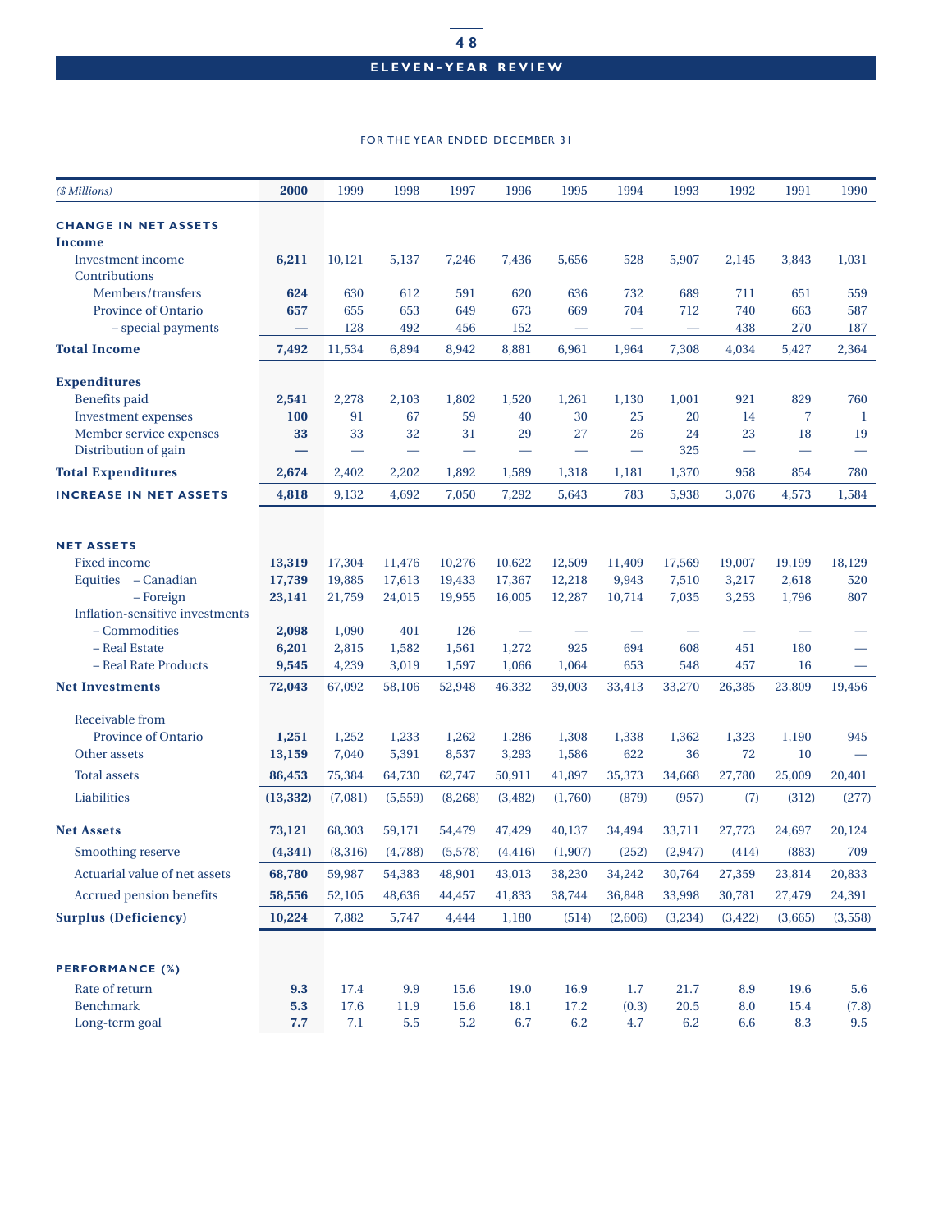# ELEVEN-YEAR REVIEW

FOR THE YEAR ENDED DECEMBER 31

| *($ Millions)* | **2000** | 1999 | 1998 | 1997 | 1996 | 1995 | 1994 | 1993 | 1992 | 1991 | 1990 |
|---|---|---|---|---|---|---|---|---|---|---|---|
| **CHANGE IN NET ASSETS** | | | | | | | | | | | |
| **Income** | | | | | | | | | | | |
| Investment income | **6,211** | 10,121 | 5,137 | 7,246 | 7,436 | 5,656 | 528 | 5,907 | 2,145 | 3,843 | 1,031 |
| Contributions | | | | | | | | | | | |
| Members/transfers | **624** | 630 | 612 | 591 | 620 | 636 | 732 | 689 | 711 | 651 | 559 |
| Province of Ontario | **657** | 655 | 653 | 649 | 673 | 669 | 704 | 712 | 740 | 663 | 587 |
| – special payments | **—** | 128 | 492 | 456 | 152 | — | — | — | 438 | 270 | 187 |
| **Total Income** | **7,492** | 11,534 | 6,894 | 8,942 | 8,881 | 6,961 | 1,964 | 7,308 | 4,034 | 5,427 | 2,364 |
| **Expenditures** | | | | | | | | | | | |
| Benefits paid | **2,541** | 2,278 | 2,103 | 1,802 | 1,520 | 1,261 | 1,130 | 1,001 | 921 | 829 | 760 |
| Investment expenses | **100** | 91 | 67 | 59 | 40 | 30 | 25 | 20 | 14 | 7 | 1 |
| Member service expenses | **33** | 33 | 32 | 31 | 29 | 27 | 26 | 24 | 23 | 18 | 19 |
| Distribution of gain | **—** | — | — | — | — | — | — | 325 | — | — | — |
| **Total Expenditures** | **2,674** | 2,402 | 2,202 | 1,892 | 1,589 | 1,318 | 1,181 | 1,370 | 958 | 854 | 780 |
| **INCREASE IN NET ASSETS** | **4,818** | 9,132 | 4,692 | 7,050 | 7,292 | 5,643 | 783 | 5,938 | 3,076 | 4,573 | 1,584 |
| **NET ASSETS** | | | | | | | | | | | |
| Fixed income | **13,319** | 17,304 | 11,476 | 10,276 | 10,622 | 12,509 | 11,409 | 17,569 | 19,007 | 19,199 | 18,129 |
| Equities – Canadian | **17,739** | 19,885 | 17,613 | 19,433 | 17,367 | 12,218 | 9,943 | 7,510 | 3,217 | 2,618 | 520 |
| – Foreign | **23,141** | 21,759 | 24,015 | 19,955 | 16,005 | 12,287 | 10,714 | 7,035 | 3,253 | 1,796 | 807 |
| Inflation-sensitive investments | | | | | | | | | | | |
| – Commodities | **2,098** | 1,090 | 401 | 126 | — | — | — | — | — | — | — |
| – Real Estate | **6,201** | 2,815 | 1,582 | 1,561 | 1,272 | 925 | 694 | 608 | 451 | 180 | — |
| – Real Rate Products | **9,545** | 4,239 | 3,019 | 1,597 | 1,066 | 1,064 | 653 | 548 | 457 | 16 | — |
| **Net Investments** | **72,043** | 67,092 | 58,106 | 52,948 | 46,332 | 39,003 | 33,413 | 33,270 | 26,385 | 23,809 | 19,456 |
| Receivable from Province of Ontario | **1,251** | 1,252 | 1,233 | 1,262 | 1,286 | 1,308 | 1,338 | 1,362 | 1,323 | 1,190 | 945 |
| Other assets | **13,159** | 7,040 | 5,391 | 8,537 | 3,293 | 1,586 | 622 | 36 | 72 | 10 | — |
| Total assets | **86,453** | 75,384 | 64,730 | 62,747 | 50,911 | 41,897 | 35,373 | 34,668 | 27,780 | 25,009 | 20,401 |
| Liabilities | **(13,332)** | (7,081) | (5,559) | (8,268) | (3,482) | (1,760) | (879) | (957) | (7) | (312) | (277) |
| **Net Assets** | **73,121** | 68,303 | 59,171 | 54,479 | 47,429 | 40,137 | 34,494 | 33,711 | 27,773 | 24,697 | 20,124 |
| Smoothing reserve | **(4,341)** | (8,316) | (4,788) | (5,578) | (4,416) | (1,907) | (252) | (2,947) | (414) | (883) | 709 |
| Actuarial value of net assets | **68,780** | 59,987 | 54,383 | 48,901 | 43,013 | 38,230 | 34,242 | 30,764 | 27,359 | 23,814 | 20,833 |
| Accrued pension benefits | **58,556** | 52,105 | 48,636 | 44,457 | 41,833 | 38,744 | 36,848 | 33,998 | 30,781 | 27,479 | 24,391 |
| **Surplus (Deficiency)** | **10,224** | 7,882 | 5,747 | 4,444 | 1,180 | (514) | (2,606) | (3,234) | (3,422) | (3,665) | (3,558) |
| **PERFORMANCE (%)** | | | | | | | | | | | |
| Rate of return | **9.3** | 17.4 | 9.9 | 15.6 | 19.0 | 16.9 | 1.7 | 21.7 | 8.9 | 19.6 | 5.6 |
| Benchmark | **5.3** | 17.6 | 11.9 | 15.6 | 18.1 | 17.2 | (0.3) | 20.5 | 8.0 | 15.4 | (7.8) |
| Long-term goal | **7.7** | 7.1 | 5.5 | 5.2 | 6.7 | 6.2 | 4.7 | 6.2 | 6.6 | 8.3 | 9.5 |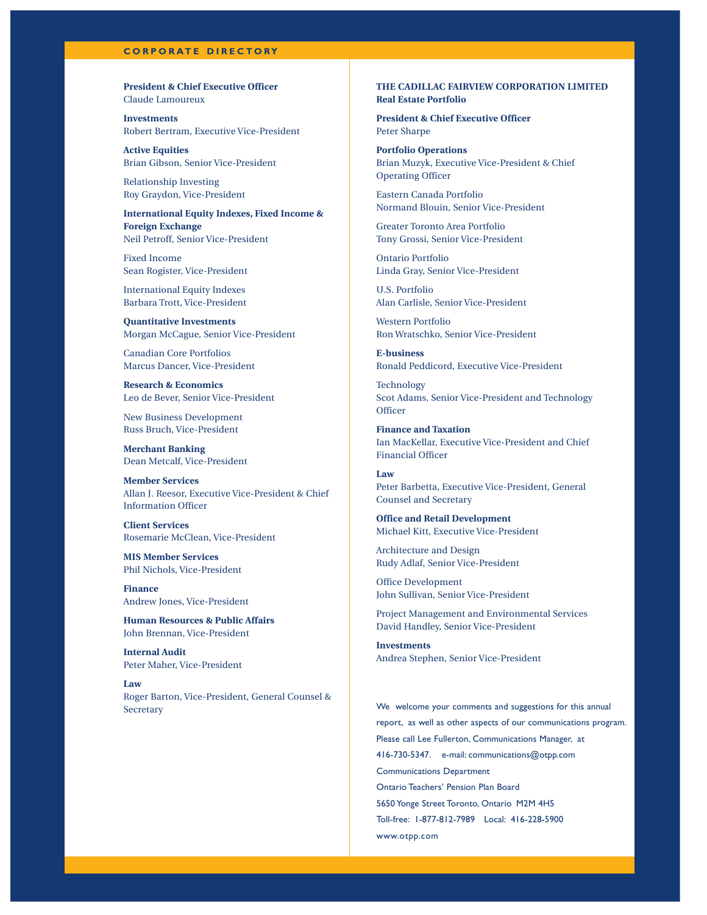## CORPORATE DIRECTORY

**President & Chief Executive Officer**
Claude Lamoureux

**Investments**
Robert Bertram, Executive Vice-President

**Active Equities**
Brian Gibson, Senior Vice-President

Relationship Investing
Roy Graydon, Vice-President

**International Equity Indexes, Fixed Income & Foreign Exchange**
Neil Petroff, Senior Vice-President

Fixed Income
Sean Rogister, Vice-President

International Equity Indexes
Barbara Trott, Vice-President

**Quantitative Investments**
Morgan McCague, Senior Vice-President

Canadian Core Portfolios
Marcus Dancer, Vice-President

**Research & Economics**
Leo de Bever, Senior Vice-President

New Business Development
Russ Bruch, Vice-President

**Merchant Banking**
Dean Metcalf, Vice-President

**Member Services**
Allan J. Reesor, Executive Vice-President & Chief Information Officer

**Client Services**
Rosemarie McClean, Vice-President

**MIS Member Services**
Phil Nichols, Vice-President

**Finance**
Andrew Jones, Vice-President

**Human Resources & Public Affairs**
John Brennan, Vice-President

**Internal Audit**
Peter Maher, Vice-President

**Law**
Roger Barton, Vice-President, General Counsel & Secretary

**THE CADILLAC FAIRVIEW CORPORATION LIMITED**
**Real Estate Portfolio**

**President & Chief Executive Officer**
Peter Sharpe

**Portfolio Operations**
Brian Muzyk, Executive Vice-President & Chief Operating Officer

Eastern Canada Portfolio
Normand Blouin, Senior Vice-President

Greater Toronto Area Portfolio
Tony Grossi, Senior Vice-President

Ontario Portfolio
Linda Gray, Senior Vice-President

U.S. Portfolio
Alan Carlisle, Senior Vice-President

Western Portfolio
Ron Wratschko, Senior Vice-President

**E-business**
Ronald Peddicord, Executive Vice-President

Technology
Scot Adams, Senior Vice-President and Technology Officer

**Finance and Taxation**
Ian MacKellar, Executive Vice-President and Chief Financial Officer

**Law**
Peter Barbetta, Executive Vice-President, General Counsel and Secretary

**Office and Retail Development**
Michael Kitt, Executive Vice-President

Architecture and Design
Rudy Adlaf, Senior Vice-President

Office Development
John Sullivan, Senior Vice-President

Project Management and Environmental Services
David Handley, Senior Vice-President

**Investments**
Andrea Stephen, Senior Vice-President

We welcome your comments and suggestions for this annual report, as well as other aspects of our communications program. Please call Lee Fullerton, Communications Manager, at 416-730-5347. e-mail: communications@otpp.com
Communications Department
Ontario Teachers' Pension Plan Board
5650 Yonge Street Toronto, Ontario M2M 4H5
Toll-free: 1-877-812-7989 Local: 416-228-5900
www.otpp.com